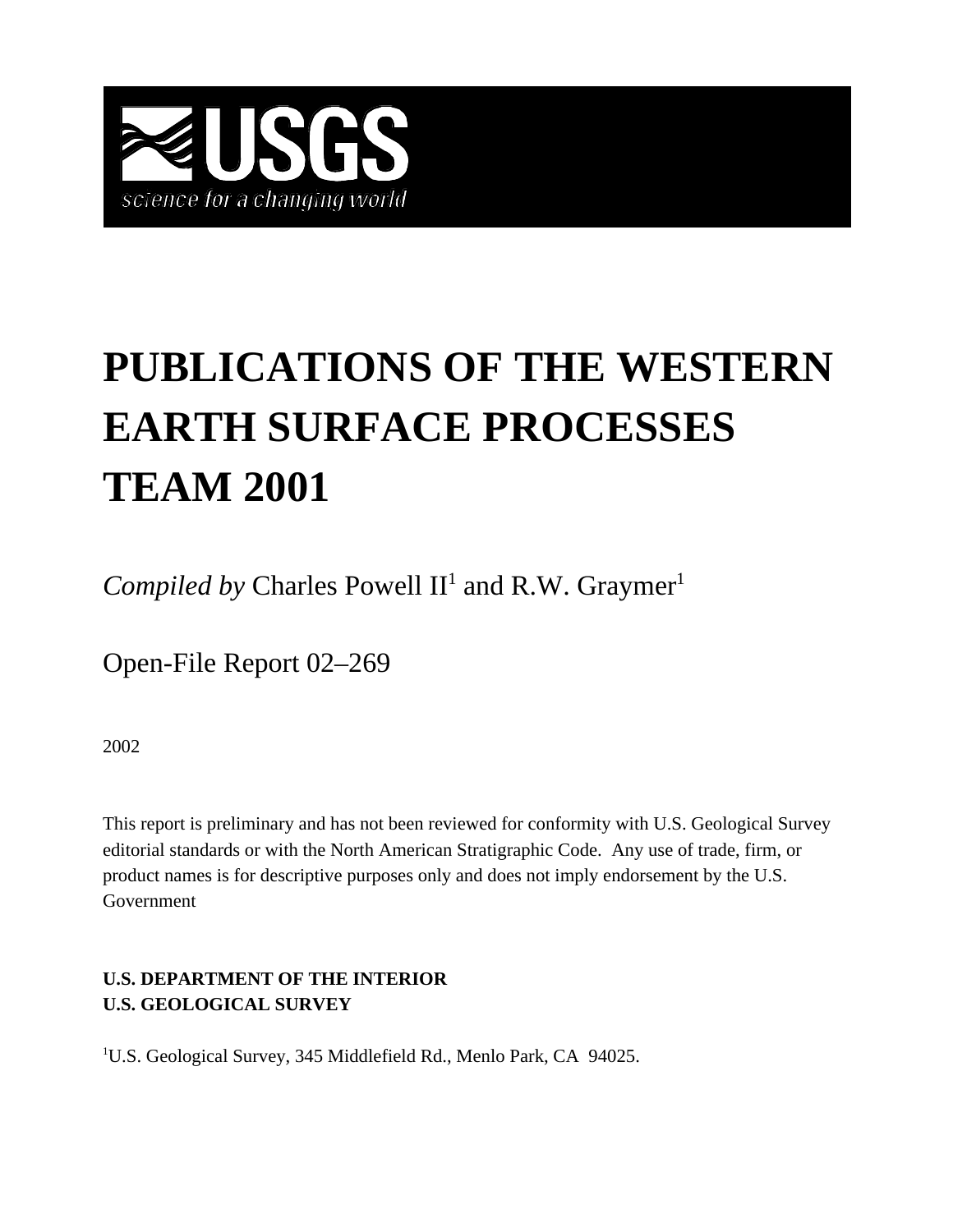USGS

science for a changing world

# PUBLICATIONS OF THE WESTERN EARTH SURFACE PROCESSES TEAM 2001

*Compiled by* Charles Powell II[1] and R.W. Graymer[1]

Open-File Report 02–269

2002

This report is preliminary and has not been reviewed for conformity with U.S. Geological Survey editorial standards or with the North American Stratigraphic Code. Any use of trade, firm, or product names is for descriptive purposes only and does not imply endorsement by the U.S. Government

**U.S. DEPARTMENT OF THE INTERIOR**
**U.S. GEOLOGICAL SURVEY**

[1]U.S. Geological Survey, 345 Middlefield Rd., Menlo Park, CA 94025.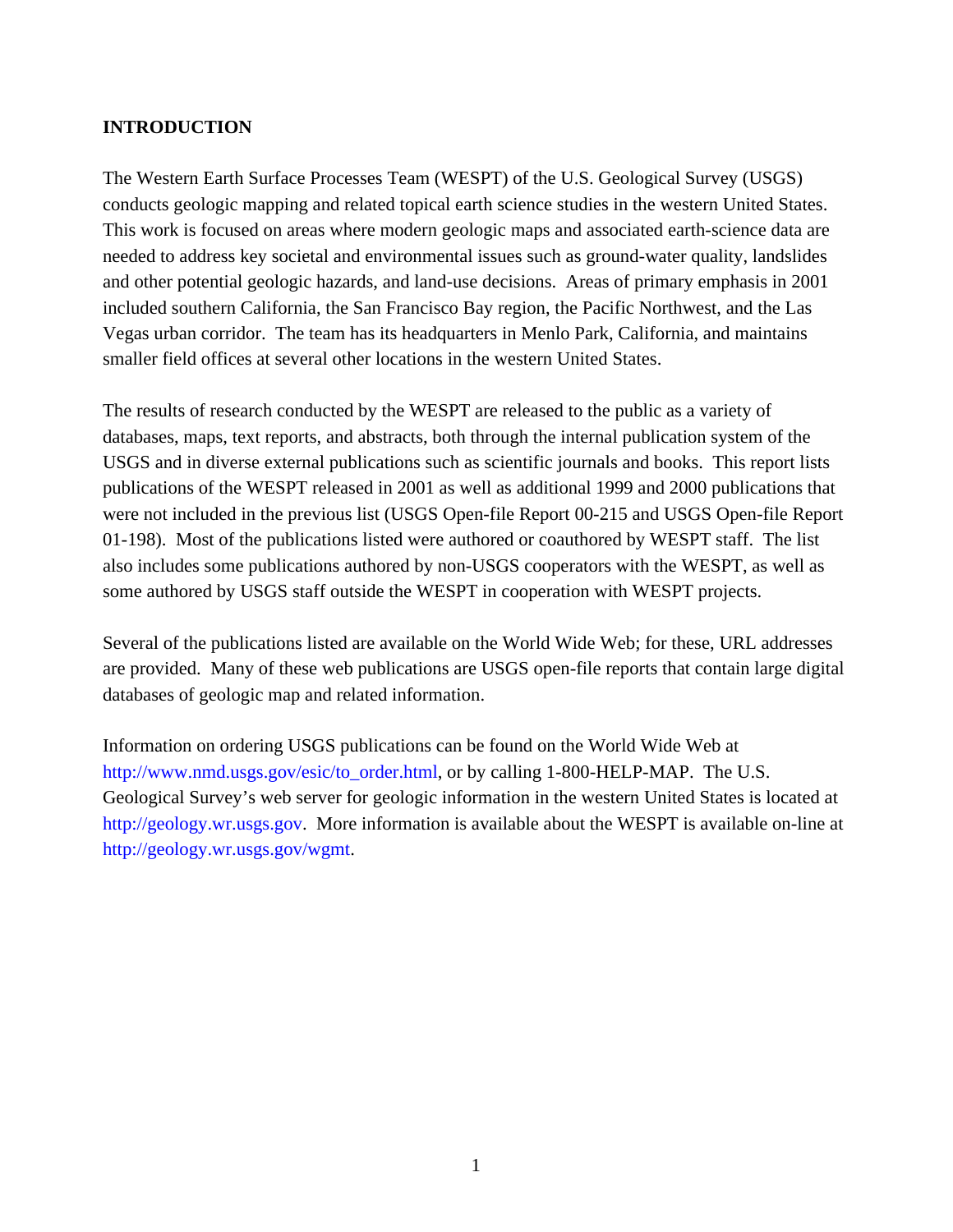# INTRODUCTION

The Western Earth Surface Processes Team (WESPT) of the U.S. Geological Survey (USGS) conducts geologic mapping and related topical earth science studies in the western United States. This work is focused on areas where modern geologic maps and associated earth-science data are needed to address key societal and environmental issues such as ground-water quality, landslides and other potential geologic hazards, and land-use decisions. Areas of primary emphasis in 2001 included southern California, the San Francisco Bay region, the Pacific Northwest, and the Las Vegas urban corridor. The team has its headquarters in Menlo Park, California, and maintains smaller field offices at several other locations in the western United States.

The results of research conducted by the WESPT are released to the public as a variety of databases, maps, text reports, and abstracts, both through the internal publication system of the USGS and in diverse external publications such as scientific journals and books. This report lists publications of the WESPT released in 2001 as well as additional 1999 and 2000 publications that were not included in the previous list (USGS Open-file Report 00-215 and USGS Open-file Report 01-198). Most of the publications listed were authored or coauthored by WESPT staff. The list also includes some publications authored by non-USGS cooperators with the WESPT, as well as some authored by USGS staff outside the WESPT in cooperation with WESPT projects.

Several of the publications listed are available on the World Wide Web; for these, URL addresses are provided. Many of these web publications are USGS open-file reports that contain large digital databases of geologic map and related information.

Information on ordering USGS publications can be found on the World Wide Web at http://www.nmd.usgs.gov/esic/to_order.html, or by calling 1-800-HELP-MAP. The U.S. Geological Survey's web server for geologic information in the western United States is located at http://geology.wr.usgs.gov. More information is available about the WESPT is available on-line at http://geology.wr.usgs.gov/wgmt.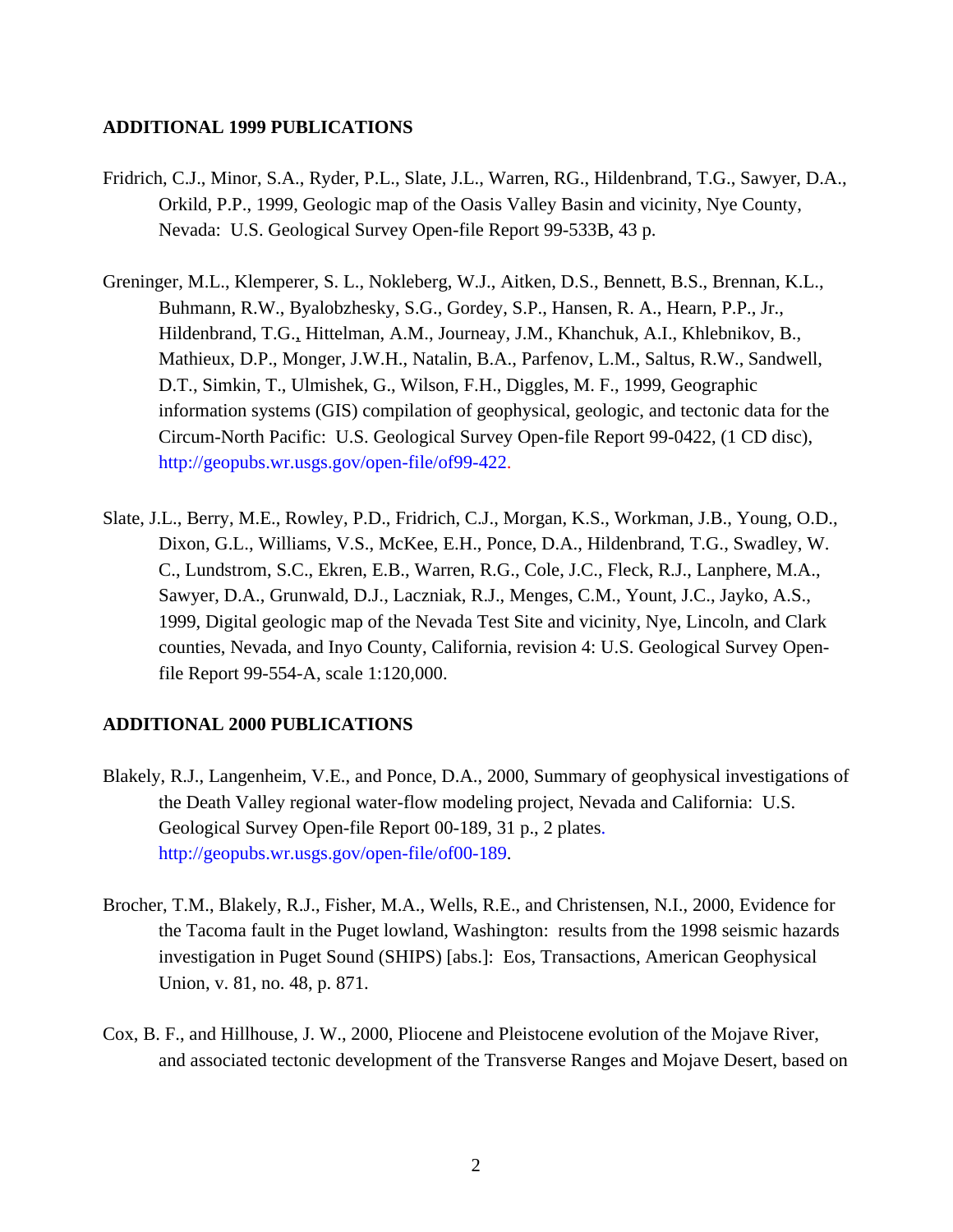## ADDITIONAL 1999 PUBLICATIONS

Fridrich, C.J., Minor, S.A., Ryder, P.L., Slate, J.L., Warren, RG., Hildenbrand, T.G., Sawyer, D.A., Orkild, P.P., 1999, Geologic map of the Oasis Valley Basin and vicinity, Nye County, Nevada: U.S. Geological Survey Open-file Report 99-533B, 43 p.

Greninger, M.L., Klemperer, S. L., Nokleberg, W.J., Aitken, D.S., Bennett, B.S., Brennan, K.L., Buhmann, R.W., Byalobzhesky, S.G., Gordey, S.P., Hansen, R. A., Hearn, P.P., Jr., Hildenbrand, T.G., Hittelman, A.M., Journeay, J.M., Khanchuk, A.I., Khlebnikov, B., Mathieux, D.P., Monger, J.W.H., Natalin, B.A., Parfenov, L.M., Saltus, R.W., Sandwell, D.T., Simkin, T., Ulmishek, G., Wilson, F.H., Diggles, M. F., 1999, Geographic information systems (GIS) compilation of geophysical, geologic, and tectonic data for the Circum-North Pacific: U.S. Geological Survey Open-file Report 99-0422, (1 CD disc), http://geopubs.wr.usgs.gov/open-file/of99-422.

Slate, J.L., Berry, M.E., Rowley, P.D., Fridrich, C.J., Morgan, K.S., Workman, J.B., Young, O.D., Dixon, G.L., Williams, V.S., McKee, E.H., Ponce, D.A., Hildenbrand, T.G., Swadley, W. C., Lundstrom, S.C., Ekren, E.B., Warren, R.G., Cole, J.C., Fleck, R.J., Lanphere, M.A., Sawyer, D.A., Grunwald, D.J., Laczniak, R.J., Menges, C.M., Yount, J.C., Jayko, A.S., 1999, Digital geologic map of the Nevada Test Site and vicinity, Nye, Lincoln, and Clark counties, Nevada, and Inyo County, California, revision 4: U.S. Geological Survey Open-file Report 99-554-A, scale 1:120,000.

## ADDITIONAL 2000 PUBLICATIONS

Blakely, R.J., Langenheim, V.E., and Ponce, D.A., 2000, Summary of geophysical investigations of the Death Valley regional water-flow modeling project, Nevada and California: U.S. Geological Survey Open-file Report 00-189, 31 p., 2 plates. http://geopubs.wr.usgs.gov/open-file/of00-189.

Brocher, T.M., Blakely, R.J., Fisher, M.A., Wells, R.E., and Christensen, N.I., 2000, Evidence for the Tacoma fault in the Puget lowland, Washington: results from the 1998 seismic hazards investigation in Puget Sound (SHIPS) [abs.]: Eos, Transactions, American Geophysical Union, v. 81, no. 48, p. 871.

Cox, B. F., and Hillhouse, J. W., 2000, Pliocene and Pleistocene evolution of the Mojave River, and associated tectonic development of the Transverse Ranges and Mojave Desert, based on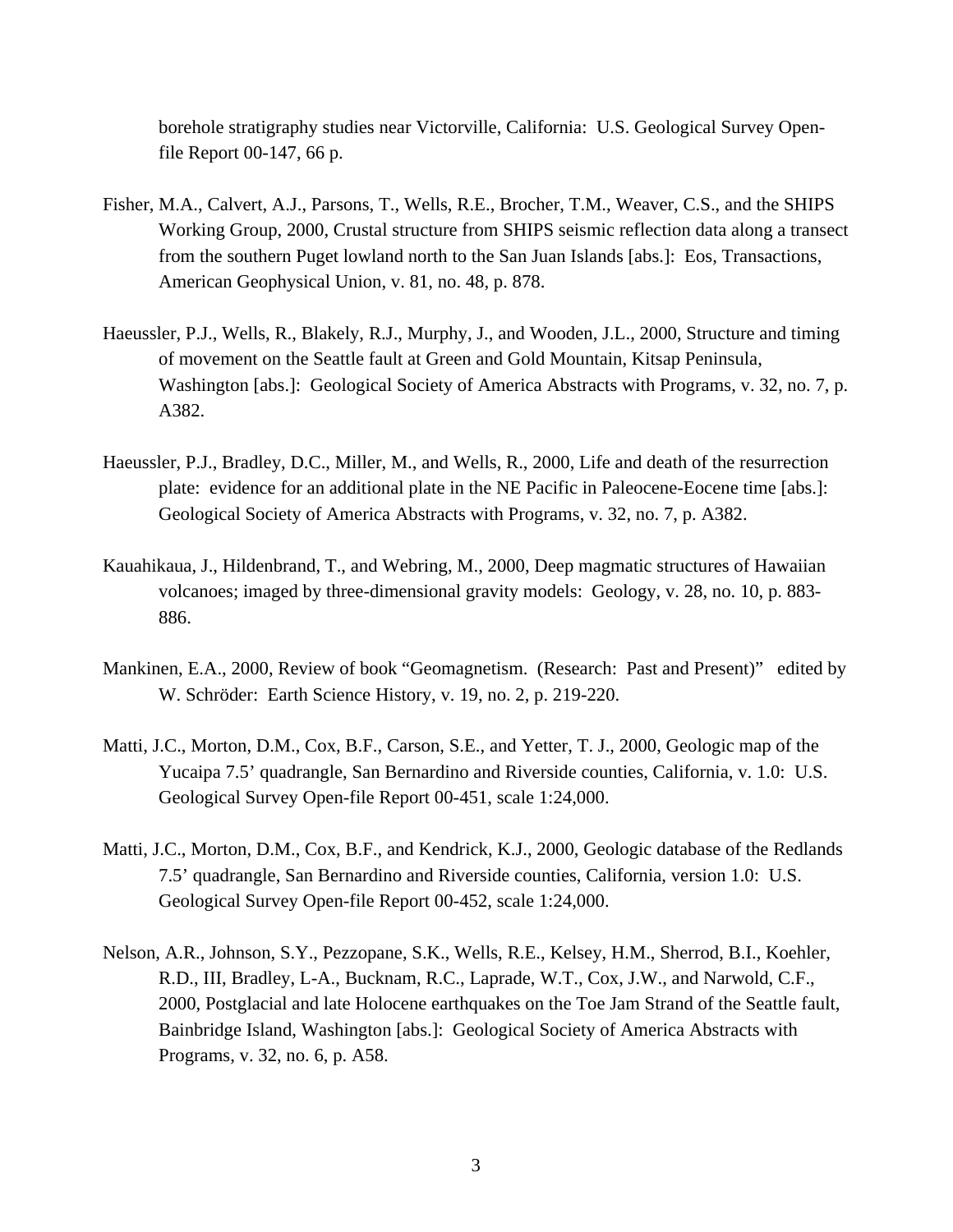borehole stratigraphy studies near Victorville, California: U.S. Geological Survey Open-file Report 00-147, 66 p.

Fisher, M.A., Calvert, A.J., Parsons, T., Wells, R.E., Brocher, T.M., Weaver, C.S., and the SHIPS Working Group, 2000, Crustal structure from SHIPS seismic reflection data along a transect from the southern Puget lowland north to the San Juan Islands [abs.]: Eos, Transactions, American Geophysical Union, v. 81, no. 48, p. 878.

Haeussler, P.J., Wells, R., Blakely, R.J., Murphy, J., and Wooden, J.L., 2000, Structure and timing of movement on the Seattle fault at Green and Gold Mountain, Kitsap Peninsula, Washington [abs.]: Geological Society of America Abstracts with Programs, v. 32, no. 7, p. A382.

Haeussler, P.J., Bradley, D.C., Miller, M., and Wells, R., 2000, Life and death of the resurrection plate: evidence for an additional plate in the NE Pacific in Paleocene-Eocene time [abs.]: Geological Society of America Abstracts with Programs, v. 32, no. 7, p. A382.

Kauahikaua, J., Hildenbrand, T., and Webring, M., 2000, Deep magmatic structures of Hawaiian volcanoes; imaged by three-dimensional gravity models: Geology, v. 28, no. 10, p. 883-886.

Mankinen, E.A., 2000, Review of book "Geomagnetism. (Research: Past and Present)" edited by W. Schröder: Earth Science History, v. 19, no. 2, p. 219-220.

Matti, J.C., Morton, D.M., Cox, B.F., Carson, S.E., and Yetter, T. J., 2000, Geologic map of the Yucaipa 7.5' quadrangle, San Bernardino and Riverside counties, California, v. 1.0: U.S. Geological Survey Open-file Report 00-451, scale 1:24,000.

Matti, J.C., Morton, D.M., Cox, B.F., and Kendrick, K.J., 2000, Geologic database of the Redlands 7.5' quadrangle, San Bernardino and Riverside counties, California, version 1.0: U.S. Geological Survey Open-file Report 00-452, scale 1:24,000.

Nelson, A.R., Johnson, S.Y., Pezzopane, S.K., Wells, R.E., Kelsey, H.M., Sherrod, B.I., Koehler, R.D., III, Bradley, L-A., Bucknam, R.C., Laprade, W.T., Cox, J.W., and Narwold, C.F., 2000, Postglacial and late Holocene earthquakes on the Toe Jam Strand of the Seattle fault, Bainbridge Island, Washington [abs.]: Geological Society of America Abstracts with Programs, v. 32, no. 6, p. A58.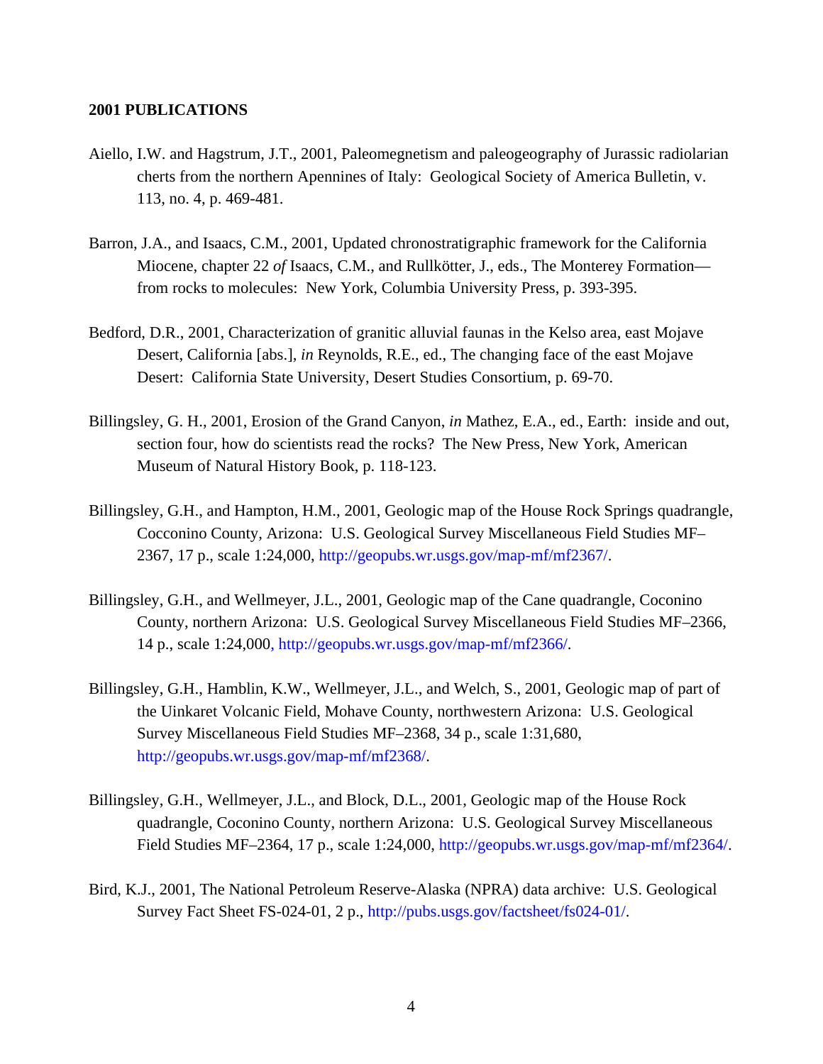**2001 PUBLICATIONS**

Aiello, I.W. and Hagstrum, J.T., 2001, Paleomegnetism and paleogeography of Jurassic radiolarian cherts from the northern Apennines of Italy: Geological Society of America Bulletin, v. 113, no. 4, p. 469-481.

Barron, J.A., and Isaacs, C.M., 2001, Updated chronostratigraphic framework for the California Miocene, chapter 22 *of* Isaacs, C.M., and Rullkötter, J., eds., The Monterey Formation—from rocks to molecules: New York, Columbia University Press, p. 393-395.

Bedford, D.R., 2001, Characterization of granitic alluvial faunas in the Kelso area, east Mojave Desert, California [abs.], *in* Reynolds, R.E., ed., The changing face of the east Mojave Desert: California State University, Desert Studies Consortium, p. 69-70.

Billingsley, G. H., 2001, Erosion of the Grand Canyon, *in* Mathez, E.A., ed., Earth: inside and out, section four, how do scientists read the rocks? The New Press, New York, American Museum of Natural History Book, p. 118-123.

Billingsley, G.H., and Hampton, H.M., 2001, Geologic map of the House Rock Springs quadrangle, Cocconino County, Arizona: U.S. Geological Survey Miscellaneous Field Studies MF–2367, 17 p., scale 1:24,000, http://geopubs.wr.usgs.gov/map-mf/mf2367/.

Billingsley, G.H., and Wellmeyer, J.L., 2001, Geologic map of the Cane quadrangle, Coconino County, northern Arizona: U.S. Geological Survey Miscellaneous Field Studies MF–2366, 14 p., scale 1:24,000, http://geopubs.wr.usgs.gov/map-mf/mf2366/.

Billingsley, G.H., Hamblin, K.W., Wellmeyer, J.L., and Welch, S., 2001, Geologic map of part of the Uinkaret Volcanic Field, Mohave County, northwestern Arizona: U.S. Geological Survey Miscellaneous Field Studies MF–2368, 34 p., scale 1:31,680, http://geopubs.wr.usgs.gov/map-mf/mf2368/.

Billingsley, G.H., Wellmeyer, J.L., and Block, D.L., 2001, Geologic map of the House Rock quadrangle, Coconino County, northern Arizona: U.S. Geological Survey Miscellaneous Field Studies MF–2364, 17 p., scale 1:24,000, http://geopubs.wr.usgs.gov/map-mf/mf2364/.

Bird, K.J., 2001, The National Petroleum Reserve-Alaska (NPRA) data archive: U.S. Geological Survey Fact Sheet FS-024-01, 2 p., http://pubs.usgs.gov/factsheet/fs024-01/.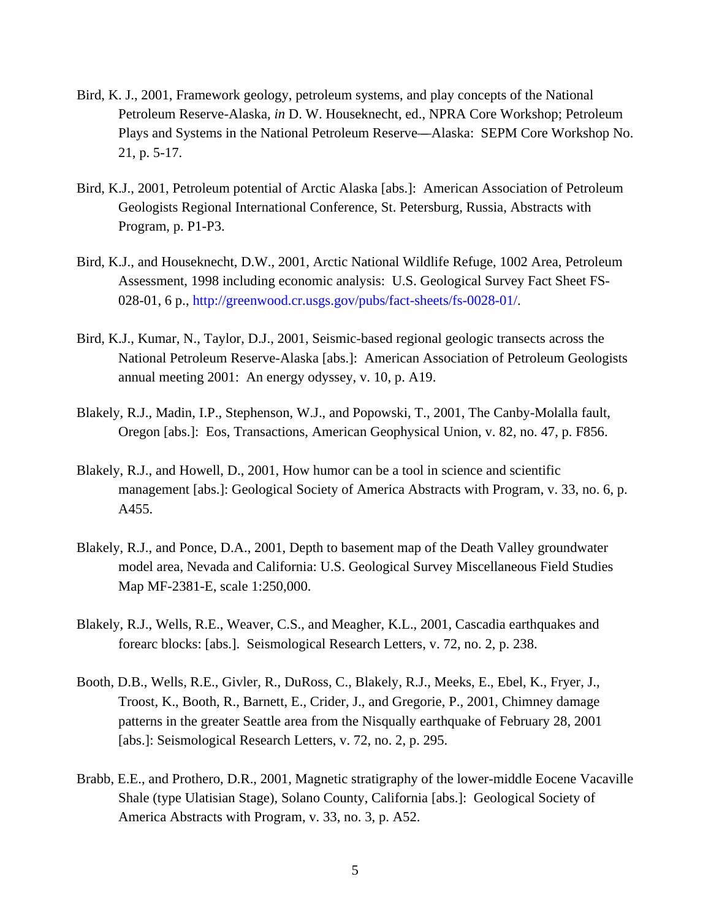Bird, K. J., 2001, Framework geology, petroleum systems, and play concepts of the National Petroleum Reserve-Alaska, *in* D. W. Houseknecht, ed., NPRA Core Workshop; Petroleum Plays and Systems in the National Petroleum Reserve—Alaska: SEPM Core Workshop No. 21, p. 5-17.

Bird, K.J., 2001, Petroleum potential of Arctic Alaska [abs.]: American Association of Petroleum Geologists Regional International Conference, St. Petersburg, Russia, Abstracts with Program, p. P1-P3.

Bird, K.J., and Houseknecht, D.W., 2001, Arctic National Wildlife Refuge, 1002 Area, Petroleum Assessment, 1998 including economic analysis: U.S. Geological Survey Fact Sheet FS-028-01, 6 p., http://greenwood.cr.usgs.gov/pubs/fact-sheets/fs-0028-01/.

Bird, K.J., Kumar, N., Taylor, D.J., 2001, Seismic-based regional geologic transects across the National Petroleum Reserve-Alaska [abs.]: American Association of Petroleum Geologists annual meeting 2001: An energy odyssey, v. 10, p. A19.

Blakely, R.J., Madin, I.P., Stephenson, W.J., and Popowski, T., 2001, The Canby-Molalla fault, Oregon [abs.]: Eos, Transactions, American Geophysical Union, v. 82, no. 47, p. F856.

Blakely, R.J., and Howell, D., 2001, How humor can be a tool in science and scientific management [abs.]: Geological Society of America Abstracts with Program, v. 33, no. 6, p. A455.

Blakely, R.J., and Ponce, D.A., 2001, Depth to basement map of the Death Valley groundwater model area, Nevada and California: U.S. Geological Survey Miscellaneous Field Studies Map MF-2381-E, scale 1:250,000.

Blakely, R.J., Wells, R.E., Weaver, C.S., and Meagher, K.L., 2001, Cascadia earthquakes and forearc blocks: [abs.]. Seismological Research Letters, v. 72, no. 2, p. 238.

Booth, D.B., Wells, R.E., Givler, R., DuRoss, C., Blakely, R.J., Meeks, E., Ebel, K., Fryer, J., Troost, K., Booth, R., Barnett, E., Crider, J., and Gregorie, P., 2001, Chimney damage patterns in the greater Seattle area from the Nisqually earthquake of February 28, 2001 [abs.]: Seismological Research Letters, v. 72, no. 2, p. 295.

Brabb, E.E., and Prothero, D.R., 2001, Magnetic stratigraphy of the lower-middle Eocene Vacaville Shale (type Ulatisian Stage), Solano County, California [abs.]: Geological Society of America Abstracts with Program, v. 33, no. 3, p. A52.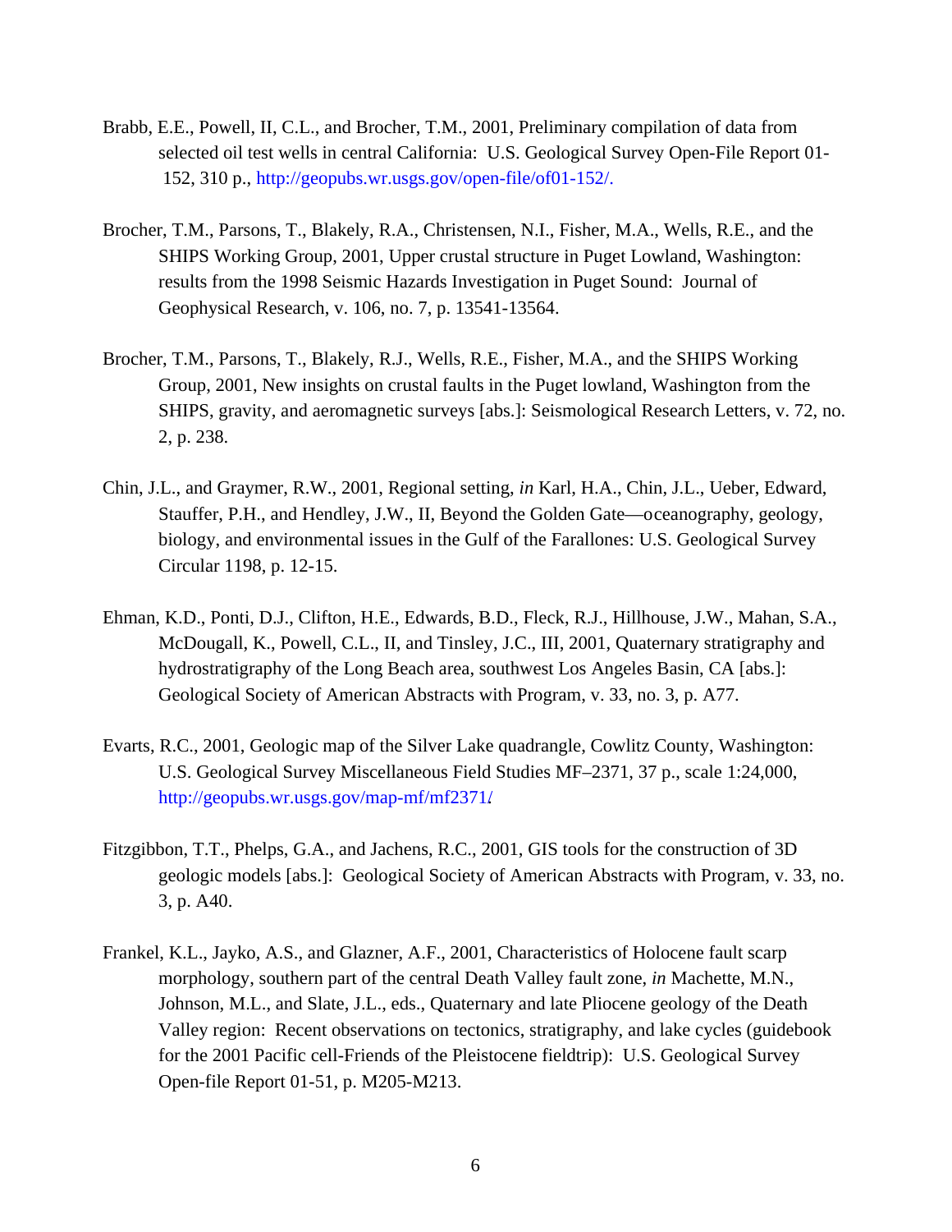Brabb, E.E., Powell, II, C.L., and Brocher, T.M., 2001, Preliminary compilation of data from selected oil test wells in central California: U.S. Geological Survey Open-File Report 01-152, 310 p., http://geopubs.wr.usgs.gov/open-file/of01-152/.

Brocher, T.M., Parsons, T., Blakely, R.A., Christensen, N.I., Fisher, M.A., Wells, R.E., and the SHIPS Working Group, 2001, Upper crustal structure in Puget Lowland, Washington: results from the 1998 Seismic Hazards Investigation in Puget Sound: Journal of Geophysical Research, v. 106, no. 7, p. 13541-13564.

Brocher, T.M., Parsons, T., Blakely, R.J., Wells, R.E., Fisher, M.A., and the SHIPS Working Group, 2001, New insights on crustal faults in the Puget lowland, Washington from the SHIPS, gravity, and aeromagnetic surveys [abs.]: Seismological Research Letters, v. 72, no. 2, p. 238.

Chin, J.L., and Graymer, R.W., 2001, Regional setting, *in* Karl, H.A., Chin, J.L., Ueber, Edward, Stauffer, P.H., and Hendley, J.W., II, Beyond the Golden Gate—oceanography, geology, biology, and environmental issues in the Gulf of the Farallones: U.S. Geological Survey Circular 1198, p. 12-15.

Ehman, K.D., Ponti, D.J., Clifton, H.E., Edwards, B.D., Fleck, R.J., Hillhouse, J.W., Mahan, S.A., McDougall, K., Powell, C.L., II, and Tinsley, J.C., III, 2001, Quaternary stratigraphy and hydrostratigraphy of the Long Beach area, southwest Los Angeles Basin, CA [abs.]: Geological Society of American Abstracts with Program, v. 33, no. 3, p. A77.

Evarts, R.C., 2001, Geologic map of the Silver Lake quadrangle, Cowlitz County, Washington: U.S. Geological Survey Miscellaneous Field Studies MF–2371, 37 p., scale 1:24,000, http://geopubs.wr.usgs.gov/map-mf/mf2371/

Fitzgibbon, T.T., Phelps, G.A., and Jachens, R.C., 2001, GIS tools for the construction of 3D geologic models [abs.]: Geological Society of American Abstracts with Program, v. 33, no. 3, p. A40.

Frankel, K.L., Jayko, A.S., and Glazner, A.F., 2001, Characteristics of Holocene fault scarp morphology, southern part of the central Death Valley fault zone, *in* Machette, M.N., Johnson, M.L., and Slate, J.L., eds., Quaternary and late Pliocene geology of the Death Valley region: Recent observations on tectonics, stratigraphy, and lake cycles (guidebook for the 2001 Pacific cell-Friends of the Pleistocene fieldtrip): U.S. Geological Survey Open-file Report 01-51, p. M205-M213.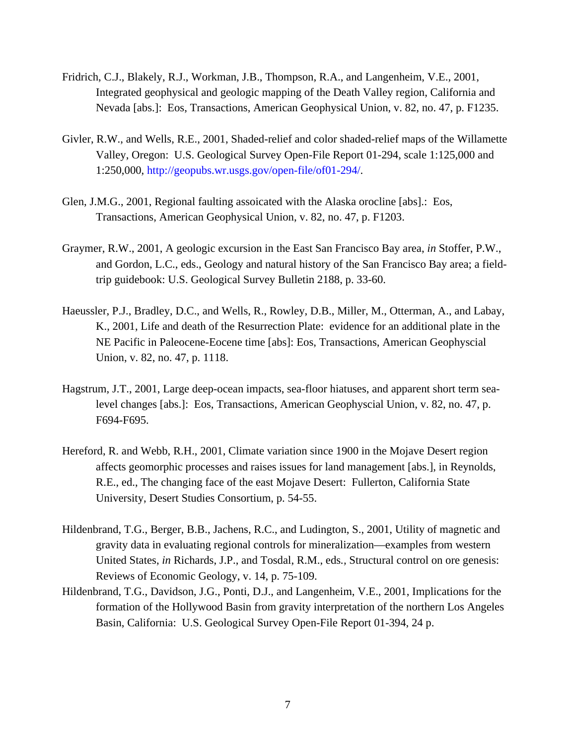Fridrich, C.J., Blakely, R.J., Workman, J.B., Thompson, R.A., and Langenheim, V.E., 2001, Integrated geophysical and geologic mapping of the Death Valley region, California and Nevada [abs.]: Eos, Transactions, American Geophysical Union, v. 82, no. 47, p. F1235.

Givler, R.W., and Wells, R.E., 2001, Shaded-relief and color shaded-relief maps of the Willamette Valley, Oregon: U.S. Geological Survey Open-File Report 01-294, scale 1:125,000 and 1:250,000, http://geopubs.wr.usgs.gov/open-file/of01-294/.

Glen, J.M.G., 2001, Regional faulting assoicated with the Alaska orocline [abs].: Eos, Transactions, American Geophysical Union, v. 82, no. 47, p. F1203.

Graymer, R.W., 2001, A geologic excursion in the East San Francisco Bay area, *in* Stoffer, P.W., and Gordon, L.C., eds., Geology and natural history of the San Francisco Bay area; a field-trip guidebook: U.S. Geological Survey Bulletin 2188, p. 33-60.

Haeussler, P.J., Bradley, D.C., and Wells, R., Rowley, D.B., Miller, M., Otterman, A., and Labay, K., 2001, Life and death of the Resurrection Plate: evidence for an additional plate in the NE Pacific in Paleocene-Eocene time [abs]: Eos, Transactions, American Geophyscial Union, v. 82, no. 47, p. 1118.

Hagstrum, J.T., 2001, Large deep-ocean impacts, sea-floor hiatuses, and apparent short term sea-level changes [abs.]: Eos, Transactions, American Geophyscial Union, v. 82, no. 47, p. F694-F695.

Hereford, R. and Webb, R.H., 2001, Climate variation since 1900 in the Mojave Desert region affects geomorphic processes and raises issues for land management [abs.], in Reynolds, R.E., ed., The changing face of the east Mojave Desert: Fullerton, California State University, Desert Studies Consortium, p. 54-55.

Hildenbrand, T.G., Berger, B.B., Jachens, R.C., and Ludington, S., 2001, Utility of magnetic and gravity data in evaluating regional controls for mineralization—examples from western United States, *in* Richards, J.P., and Tosdal, R.M., eds., Structural control on ore genesis: Reviews of Economic Geology, v. 14, p. 75-109.

Hildenbrand, T.G., Davidson, J.G., Ponti, D.J., and Langenheim, V.E., 2001, Implications for the formation of the Hollywood Basin from gravity interpretation of the northern Los Angeles Basin, California: U.S. Geological Survey Open-File Report 01-394, 24 p.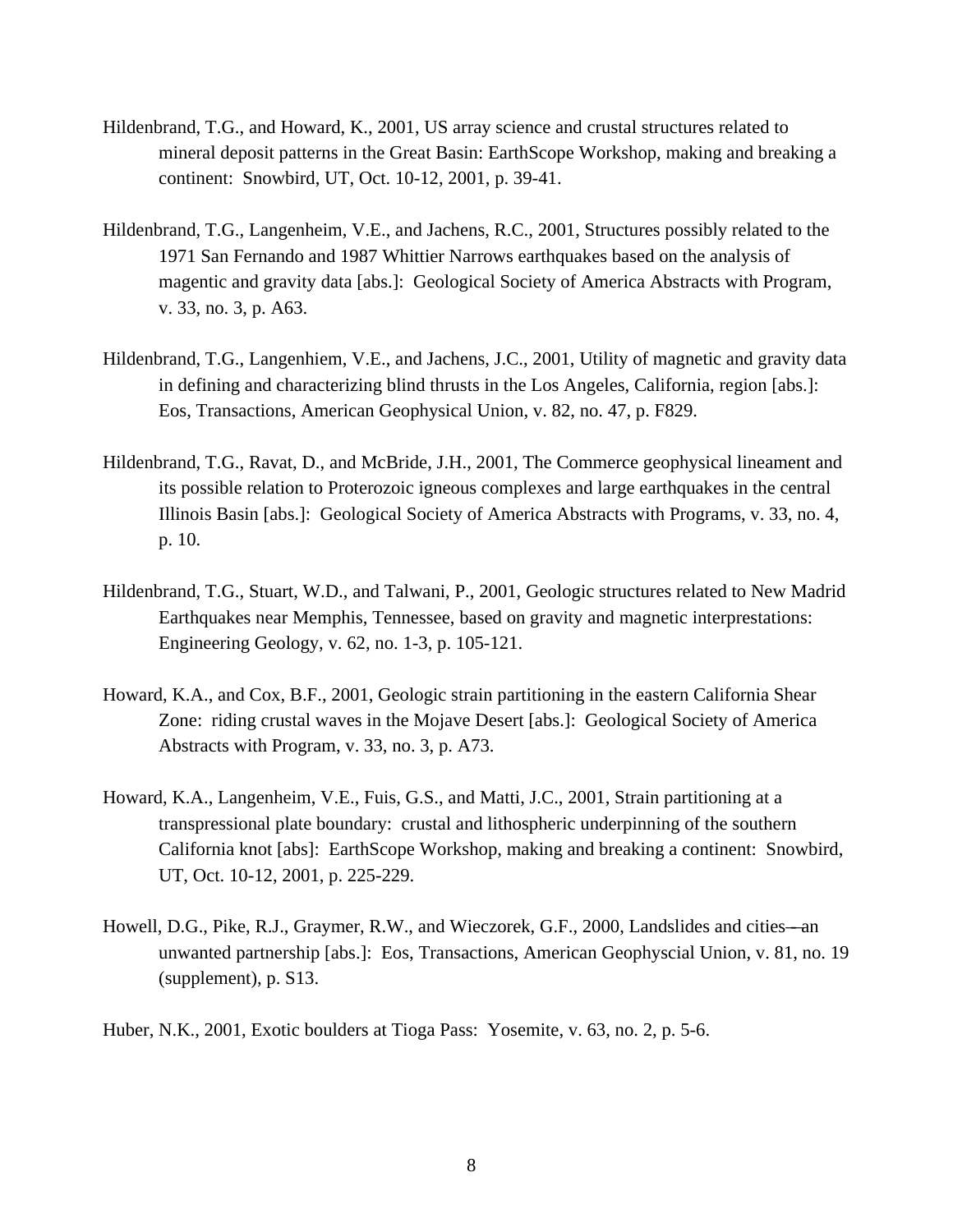Hildenbrand, T.G., and Howard, K., 2001, US array science and crustal structures related to mineral deposit patterns in the Great Basin: EarthScope Workshop, making and breaking a continent: Snowbird, UT, Oct. 10-12, 2001, p. 39-41.

Hildenbrand, T.G., Langenheim, V.E., and Jachens, R.C., 2001, Structures possibly related to the 1971 San Fernando and 1987 Whittier Narrows earthquakes based on the analysis of magentic and gravity data [abs.]: Geological Society of America Abstracts with Program, v. 33, no. 3, p. A63.

Hildenbrand, T.G., Langenhiem, V.E., and Jachens, J.C., 2001, Utility of magnetic and gravity data in defining and characterizing blind thrusts in the Los Angeles, California, region [abs.]: Eos, Transactions, American Geophysical Union, v. 82, no. 47, p. F829.

Hildenbrand, T.G., Ravat, D., and McBride, J.H., 2001, The Commerce geophysical lineament and its possible relation to Proterozoic igneous complexes and large earthquakes in the central Illinois Basin [abs.]: Geological Society of America Abstracts with Programs, v. 33, no. 4, p. 10.

Hildenbrand, T.G., Stuart, W.D., and Talwani, P., 2001, Geologic structures related to New Madrid Earthquakes near Memphis, Tennessee, based on gravity and magnetic interprestations: Engineering Geology, v. 62, no. 1-3, p. 105-121.

Howard, K.A., and Cox, B.F., 2001, Geologic strain partitioning in the eastern California Shear Zone: riding crustal waves in the Mojave Desert [abs.]: Geological Society of America Abstracts with Program, v. 33, no. 3, p. A73.

Howard, K.A., Langenheim, V.E., Fuis, G.S., and Matti, J.C., 2001, Strain partitioning at a transpressional plate boundary: crustal and lithospheric underpinning of the southern California knot [abs]: EarthScope Workshop, making and breaking a continent: Snowbird, UT, Oct. 10-12, 2001, p. 225-229.

Howell, D.G., Pike, R.J., Graymer, R.W., and Wieczorek, G.F., 2000, Landslides and cities—an unwanted partnership [abs.]: Eos, Transactions, American Geophyscial Union, v. 81, no. 19 (supplement), p. S13.

Huber, N.K., 2001, Exotic boulders at Tioga Pass: Yosemite, v. 63, no. 2, p. 5-6.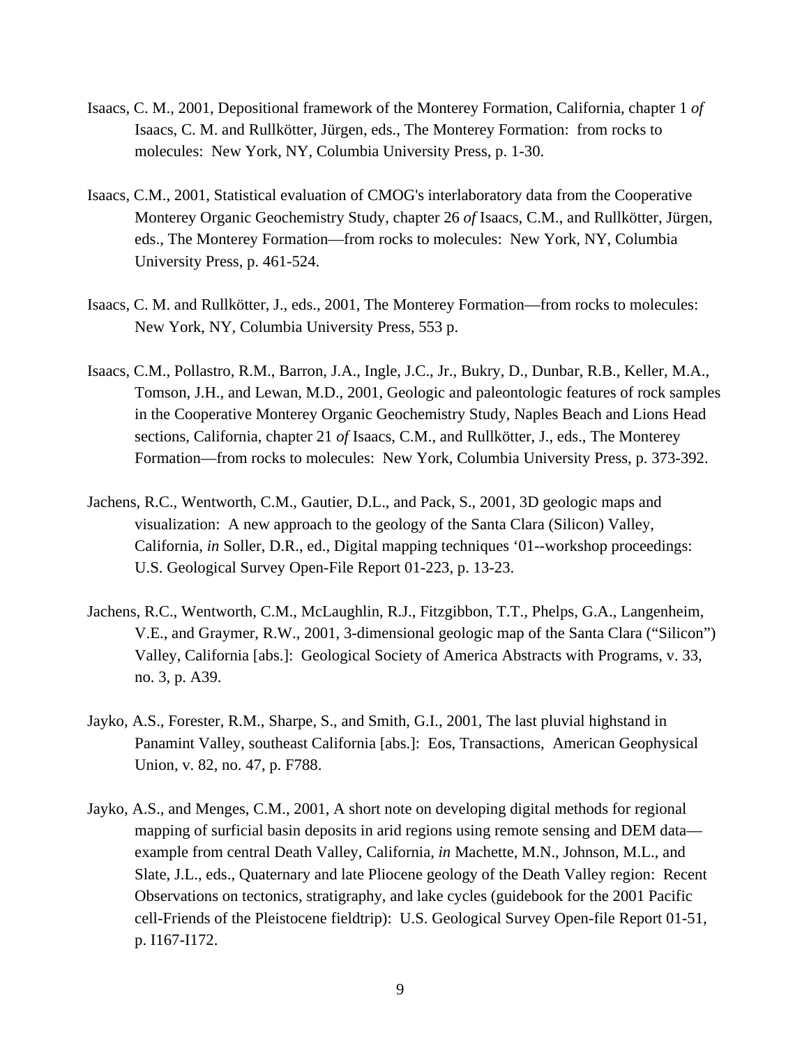Isaacs, C. M., 2001, Depositional framework of the Monterey Formation, California, chapter 1 *of* Isaacs, C. M. and Rullkötter, Jürgen, eds., The Monterey Formation: from rocks to molecules: New York, NY, Columbia University Press, p. 1-30.

Isaacs, C.M., 2001, Statistical evaluation of CMOG's interlaboratory data from the Cooperative Monterey Organic Geochemistry Study, chapter 26 *of* Isaacs, C.M., and Rullkötter, Jürgen, eds., The Monterey Formation—from rocks to molecules: New York, NY, Columbia University Press, p. 461-524.

Isaacs, C. M. and Rullkötter, J., eds., 2001, The Monterey Formation—from rocks to molecules: New York, NY, Columbia University Press, 553 p.

Isaacs, C.M., Pollastro, R.M., Barron, J.A., Ingle, J.C., Jr., Bukry, D., Dunbar, R.B., Keller, M.A., Tomson, J.H., and Lewan, M.D., 2001, Geologic and paleontologic features of rock samples in the Cooperative Monterey Organic Geochemistry Study, Naples Beach and Lions Head sections, California, chapter 21 *of* Isaacs, C.M., and Rullkötter, J., eds., The Monterey Formation—from rocks to molecules: New York, Columbia University Press, p. 373-392.

Jachens, R.C., Wentworth, C.M., Gautier, D.L., and Pack, S., 2001, 3D geologic maps and visualization: A new approach to the geology of the Santa Clara (Silicon) Valley, California, *in* Soller, D.R., ed., Digital mapping techniques '01--workshop proceedings: U.S. Geological Survey Open-File Report 01-223, p. 13-23.

Jachens, R.C., Wentworth, C.M., McLaughlin, R.J., Fitzgibbon, T.T., Phelps, G.A., Langenheim, V.E., and Graymer, R.W., 2001, 3-dimensional geologic map of the Santa Clara ("Silicon") Valley, California [abs.]: Geological Society of America Abstracts with Programs, v. 33, no. 3, p. A39.

Jayko, A.S., Forester, R.M., Sharpe, S., and Smith, G.I., 2001, The last pluvial highstand in Panamint Valley, southeast California [abs.]: Eos, Transactions, American Geophysical Union, v. 82, no. 47, p. F788.

Jayko, A.S., and Menges, C.M., 2001, A short note on developing digital methods for regional mapping of surficial basin deposits in arid regions using remote sensing and DEM data—example from central Death Valley, California, *in* Machette, M.N., Johnson, M.L., and Slate, J.L., eds., Quaternary and late Pliocene geology of the Death Valley region: Recent Observations on tectonics, stratigraphy, and lake cycles (guidebook for the 2001 Pacific cell-Friends of the Pleistocene fieldtrip): U.S. Geological Survey Open-file Report 01-51, p. I167-I172.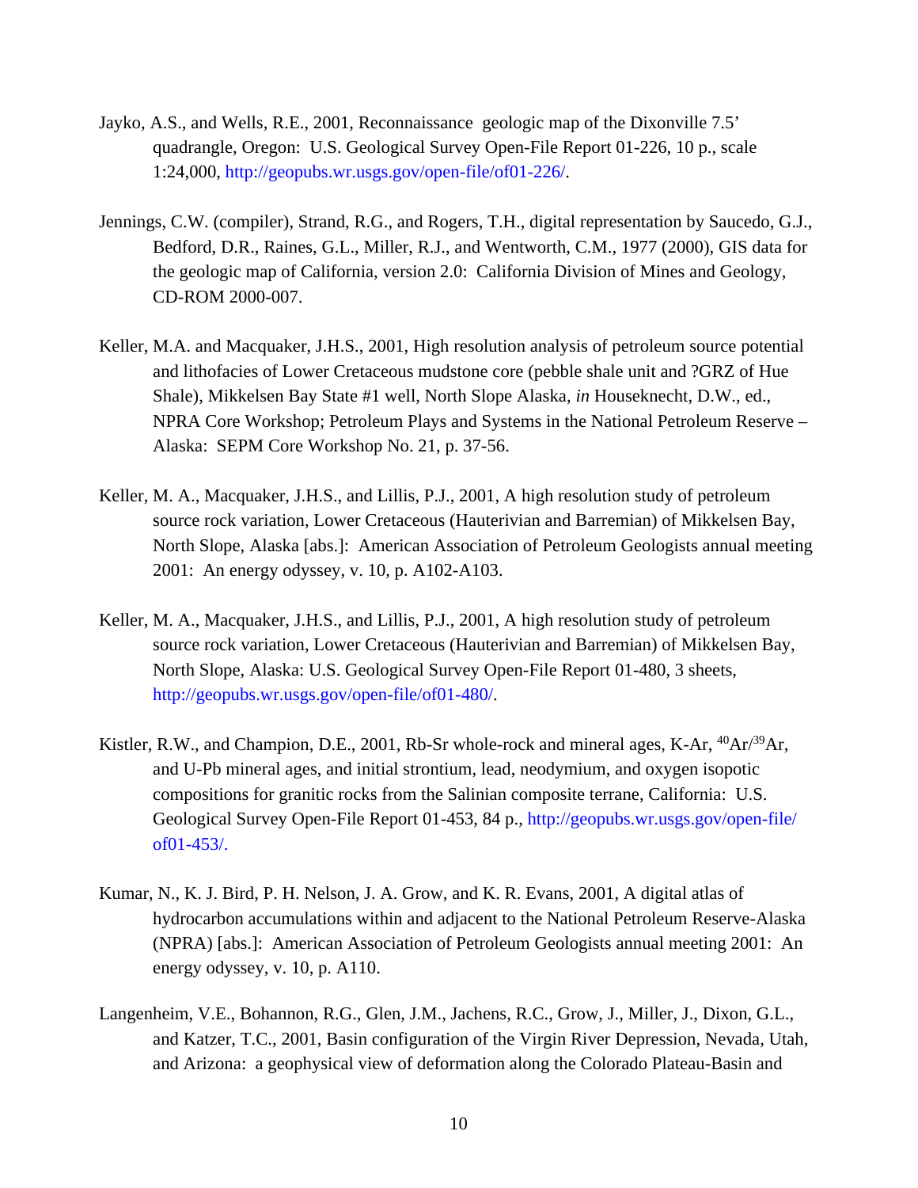Jayko, A.S., and Wells, R.E., 2001, Reconnaissance geologic map of the Dixonville 7.5' quadrangle, Oregon: U.S. Geological Survey Open-File Report 01-226, 10 p., scale 1:24,000, http://geopubs.wr.usgs.gov/open-file/of01-226/.

Jennings, C.W. (compiler), Strand, R.G., and Rogers, T.H., digital representation by Saucedo, G.J., Bedford, D.R., Raines, G.L., Miller, R.J., and Wentworth, C.M., 1977 (2000), GIS data for the geologic map of California, version 2.0: California Division of Mines and Geology, CD-ROM 2000-007.

Keller, M.A. and Macquaker, J.H.S., 2001, High resolution analysis of petroleum source potential and lithofacies of Lower Cretaceous mudstone core (pebble shale unit and ?GRZ of Hue Shale), Mikkelsen Bay State #1 well, North Slope Alaska, *in* Houseknecht, D.W., ed., NPRA Core Workshop; Petroleum Plays and Systems in the National Petroleum Reserve – Alaska: SEPM Core Workshop No. 21, p. 37-56.

Keller, M. A., Macquaker, J.H.S., and Lillis, P.J., 2001, A high resolution study of petroleum source rock variation, Lower Cretaceous (Hauterivian and Barremian) of Mikkelsen Bay, North Slope, Alaska [abs.]: American Association of Petroleum Geologists annual meeting 2001: An energy odyssey, v. 10, p. A102-A103.

Keller, M. A., Macquaker, J.H.S., and Lillis, P.J., 2001, A high resolution study of petroleum source rock variation, Lower Cretaceous (Hauterivian and Barremian) of Mikkelsen Bay, North Slope, Alaska: U.S. Geological Survey Open-File Report 01-480, 3 sheets, http://geopubs.wr.usgs.gov/open-file/of01-480/.

Kistler, R.W., and Champion, D.E., 2001, Rb-Sr whole-rock and mineral ages, K-Ar, $^{40}Ar/^{39}Ar$, and U-Pb mineral ages, and initial strontium, lead, neodymium, and oxygen isopotic compositions for granitic rocks from the Salinian composite terrane, California: U.S. Geological Survey Open-File Report 01-453, 84 p., http://geopubs.wr.usgs.gov/open-file/of01-453/.

Kumar, N., K. J. Bird, P. H. Nelson, J. A. Grow, and K. R. Evans, 2001, A digital atlas of hydrocarbon accumulations within and adjacent to the National Petroleum Reserve-Alaska (NPRA) [abs.]: American Association of Petroleum Geologists annual meeting 2001: An energy odyssey, v. 10, p. A110.

Langenheim, V.E., Bohannon, R.G., Glen, J.M., Jachens, R.C., Grow, J., Miller, J., Dixon, G.L., and Katzer, T.C., 2001, Basin configuration of the Virgin River Depression, Nevada, Utah, and Arizona: a geophysical view of deformation along the Colorado Plateau-Basin and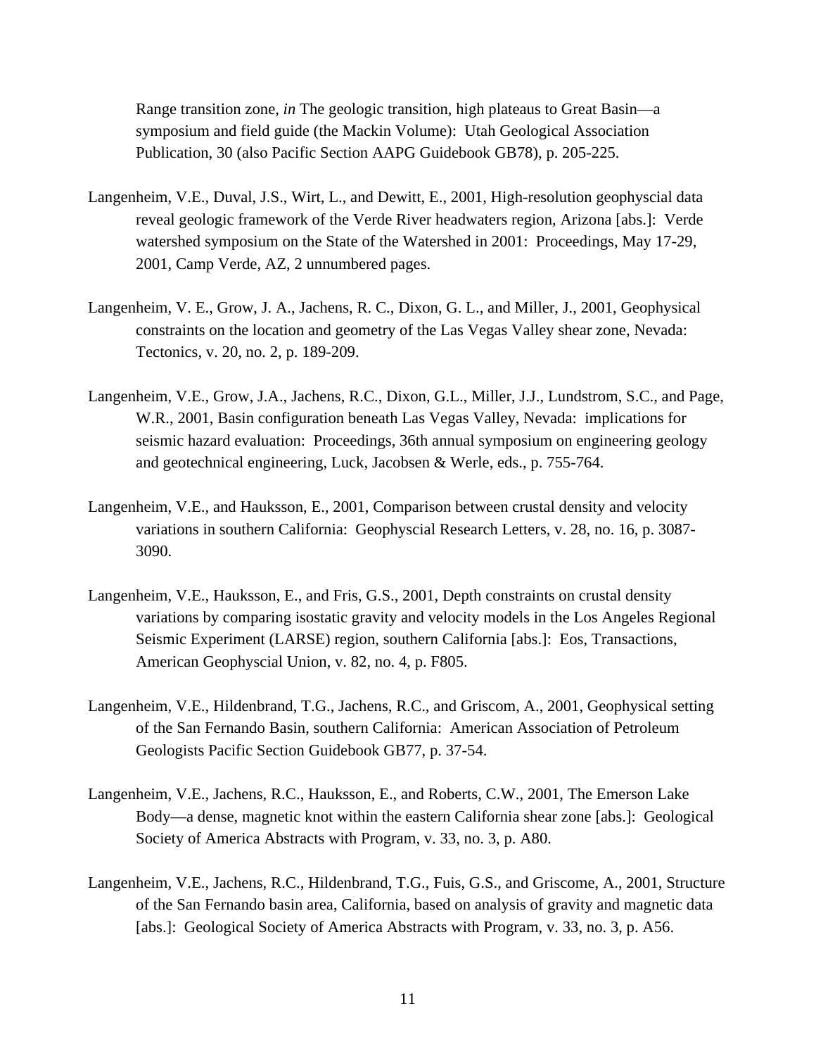Range transition zone, *in* The geologic transition, high plateaus to Great Basin—a symposium and field guide (the Mackin Volume): Utah Geological Association Publication, 30 (also Pacific Section AAPG Guidebook GB78), p. 205-225.

Langenheim, V.E., Duval, J.S., Wirt, L., and Dewitt, E., 2001, High-resolution geophyscial data reveal geologic framework of the Verde River headwaters region, Arizona [abs.]: Verde watershed symposium on the State of the Watershed in 2001: Proceedings, May 17-29, 2001, Camp Verde, AZ, 2 unnumbered pages.

Langenheim, V. E., Grow, J. A., Jachens, R. C., Dixon, G. L., and Miller, J., 2001, Geophysical constraints on the location and geometry of the Las Vegas Valley shear zone, Nevada: Tectonics, v. 20, no. 2, p. 189-209.

Langenheim, V.E., Grow, J.A., Jachens, R.C., Dixon, G.L., Miller, J.J., Lundstrom, S.C., and Page, W.R., 2001, Basin configuration beneath Las Vegas Valley, Nevada: implications for seismic hazard evaluation: Proceedings, 36th annual symposium on engineering geology and geotechnical engineering, Luck, Jacobsen & Werle, eds., p. 755-764.

Langenheim, V.E., and Hauksson, E., 2001, Comparison between crustal density and velocity variations in southern California: Geophyscial Research Letters, v. 28, no. 16, p. 3087-3090.

Langenheim, V.E., Hauksson, E., and Fris, G.S., 2001, Depth constraints on crustal density variations by comparing isostatic gravity and velocity models in the Los Angeles Regional Seismic Experiment (LARSE) region, southern California [abs.]: Eos, Transactions, American Geophyscial Union, v. 82, no. 4, p. F805.

Langenheim, V.E., Hildenbrand, T.G., Jachens, R.C., and Griscom, A., 2001, Geophysical setting of the San Fernando Basin, southern California: American Association of Petroleum Geologists Pacific Section Guidebook GB77, p. 37-54.

Langenheim, V.E., Jachens, R.C., Hauksson, E., and Roberts, C.W., 2001, The Emerson Lake Body—a dense, magnetic knot within the eastern California shear zone [abs.]: Geological Society of America Abstracts with Program, v. 33, no. 3, p. A80.

Langenheim, V.E., Jachens, R.C., Hildenbrand, T.G., Fuis, G.S., and Griscome, A., 2001, Structure of the San Fernando basin area, California, based on analysis of gravity and magnetic data [abs.]: Geological Society of America Abstracts with Program, v. 33, no. 3, p. A56.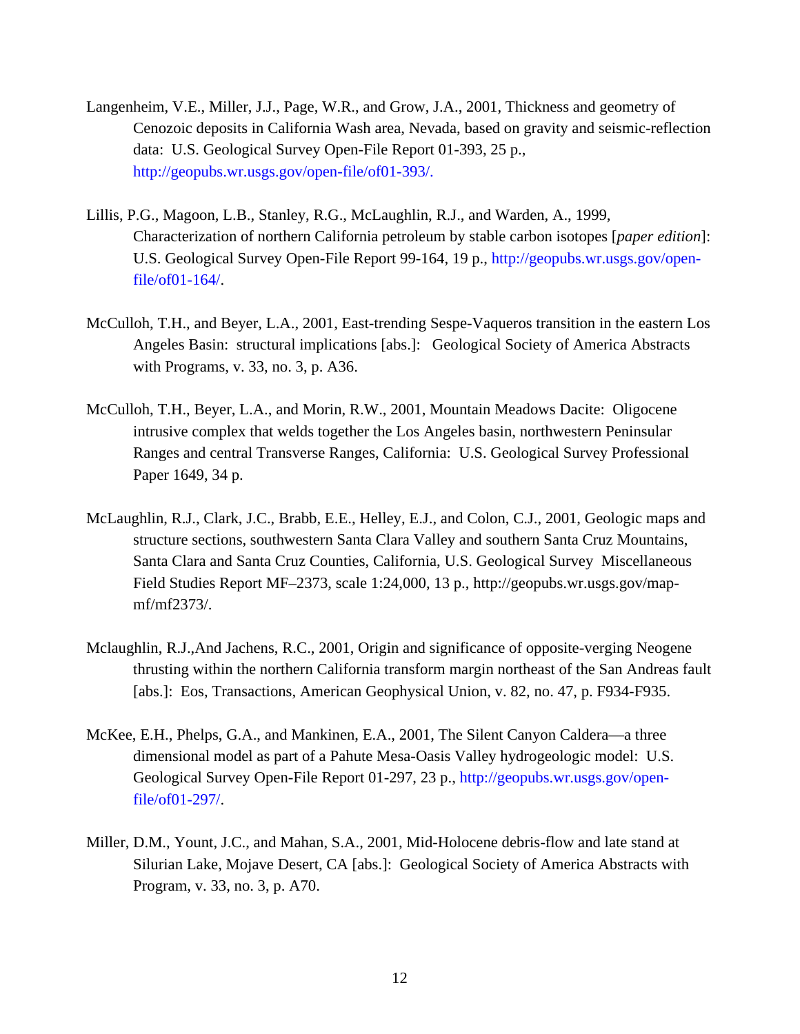Langenheim, V.E., Miller, J.J., Page, W.R., and Grow, J.A., 2001, Thickness and geometry of Cenozoic deposits in California Wash area, Nevada, based on gravity and seismic-reflection data: U.S. Geological Survey Open-File Report 01-393, 25 p., http://geopubs.wr.usgs.gov/open-file/of01-393/.

Lillis, P.G., Magoon, L.B., Stanley, R.G., McLaughlin, R.J., and Warden, A., 1999, Characterization of northern California petroleum by stable carbon isotopes [*paper edition*]: U.S. Geological Survey Open-File Report 99-164, 19 p., http://geopubs.wr.usgs.gov/open-file/of01-164/.

McCulloh, T.H., and Beyer, L.A., 2001, East-trending Sespe-Vaqueros transition in the eastern Los Angeles Basin: structural implications [abs.]: Geological Society of America Abstracts with Programs, v. 33, no. 3, p. A36.

McCulloh, T.H., Beyer, L.A., and Morin, R.W., 2001, Mountain Meadows Dacite: Oligocene intrusive complex that welds together the Los Angeles basin, northwestern Peninsular Ranges and central Transverse Ranges, California: U.S. Geological Survey Professional Paper 1649, 34 p.

McLaughlin, R.J., Clark, J.C., Brabb, E.E., Helley, E.J., and Colon, C.J., 2001, Geologic maps and structure sections, southwestern Santa Clara Valley and southern Santa Cruz Mountains, Santa Clara and Santa Cruz Counties, California, U.S. Geological Survey Miscellaneous Field Studies Report MF–2373, scale 1:24,000, 13 p., http://geopubs.wr.usgs.gov/map-mf/mf2373/.

Mclaughlin, R.J.,And Jachens, R.C., 2001, Origin and significance of opposite-verging Neogene thrusting within the northern California transform margin northeast of the San Andreas fault [abs.]: Eos, Transactions, American Geophysical Union, v. 82, no. 47, p. F934-F935.

McKee, E.H., Phelps, G.A., and Mankinen, E.A., 2001, The Silent Canyon Caldera—a three dimensional model as part of a Pahute Mesa-Oasis Valley hydrogeologic model: U.S. Geological Survey Open-File Report 01-297, 23 p., http://geopubs.wr.usgs.gov/open-file/of01-297/.

Miller, D.M., Yount, J.C., and Mahan, S.A., 2001, Mid-Holocene debris-flow and late stand at Silurian Lake, Mojave Desert, CA [abs.]: Geological Society of America Abstracts with Program, v. 33, no. 3, p. A70.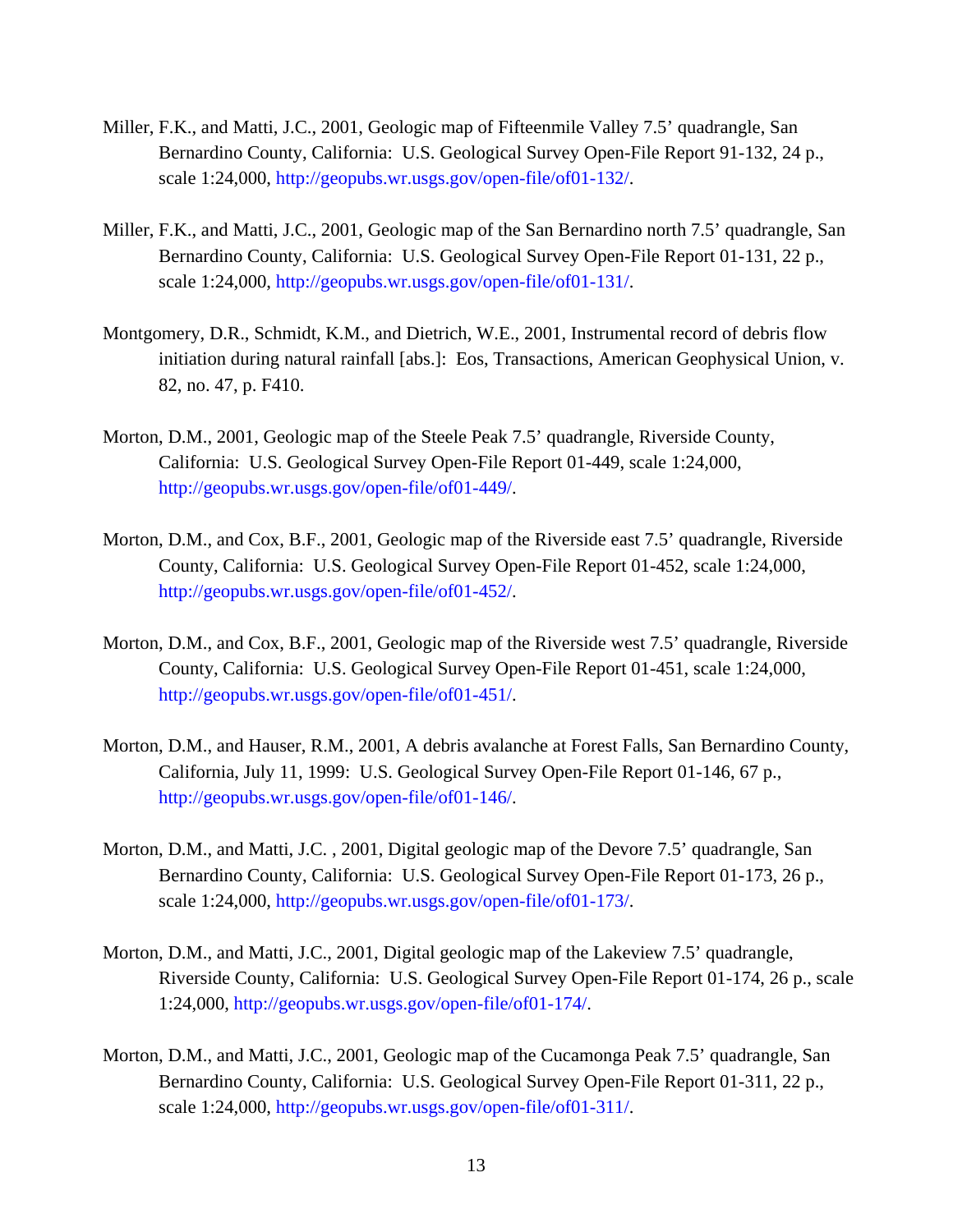Miller, F.K., and Matti, J.C., 2001, Geologic map of Fifteenmile Valley 7.5' quadrangle, San Bernardino County, California: U.S. Geological Survey Open-File Report 91-132, 24 p., scale 1:24,000, http://geopubs.wr.usgs.gov/open-file/of01-132/.

Miller, F.K., and Matti, J.C., 2001, Geologic map of the San Bernardino north 7.5' quadrangle, San Bernardino County, California: U.S. Geological Survey Open-File Report 01-131, 22 p., scale 1:24,000, http://geopubs.wr.usgs.gov/open-file/of01-131/.

Montgomery, D.R., Schmidt, K.M., and Dietrich, W.E., 2001, Instrumental record of debris flow initiation during natural rainfall [abs.]: Eos, Transactions, American Geophysical Union, v. 82, no. 47, p. F410.

Morton, D.M., 2001, Geologic map of the Steele Peak 7.5' quadrangle, Riverside County, California: U.S. Geological Survey Open-File Report 01-449, scale 1:24,000, http://geopubs.wr.usgs.gov/open-file/of01-449/.

Morton, D.M., and Cox, B.F., 2001, Geologic map of the Riverside east 7.5' quadrangle, Riverside County, California: U.S. Geological Survey Open-File Report 01-452, scale 1:24,000, http://geopubs.wr.usgs.gov/open-file/of01-452/.

Morton, D.M., and Cox, B.F., 2001, Geologic map of the Riverside west 7.5' quadrangle, Riverside County, California: U.S. Geological Survey Open-File Report 01-451, scale 1:24,000, http://geopubs.wr.usgs.gov/open-file/of01-451/.

Morton, D.M., and Hauser, R.M., 2001, A debris avalanche at Forest Falls, San Bernardino County, California, July 11, 1999: U.S. Geological Survey Open-File Report 01-146, 67 p., http://geopubs.wr.usgs.gov/open-file/of01-146/.

Morton, D.M., and Matti, J.C. , 2001, Digital geologic map of the Devore 7.5' quadrangle, San Bernardino County, California: U.S. Geological Survey Open-File Report 01-173, 26 p., scale 1:24,000, http://geopubs.wr.usgs.gov/open-file/of01-173/.

Morton, D.M., and Matti, J.C., 2001, Digital geologic map of the Lakeview 7.5' quadrangle, Riverside County, California: U.S. Geological Survey Open-File Report 01-174, 26 p., scale 1:24,000, http://geopubs.wr.usgs.gov/open-file/of01-174/.

Morton, D.M., and Matti, J.C., 2001, Geologic map of the Cucamonga Peak 7.5' quadrangle, San Bernardino County, California: U.S. Geological Survey Open-File Report 01-311, 22 p., scale 1:24,000, http://geopubs.wr.usgs.gov/open-file/of01-311/.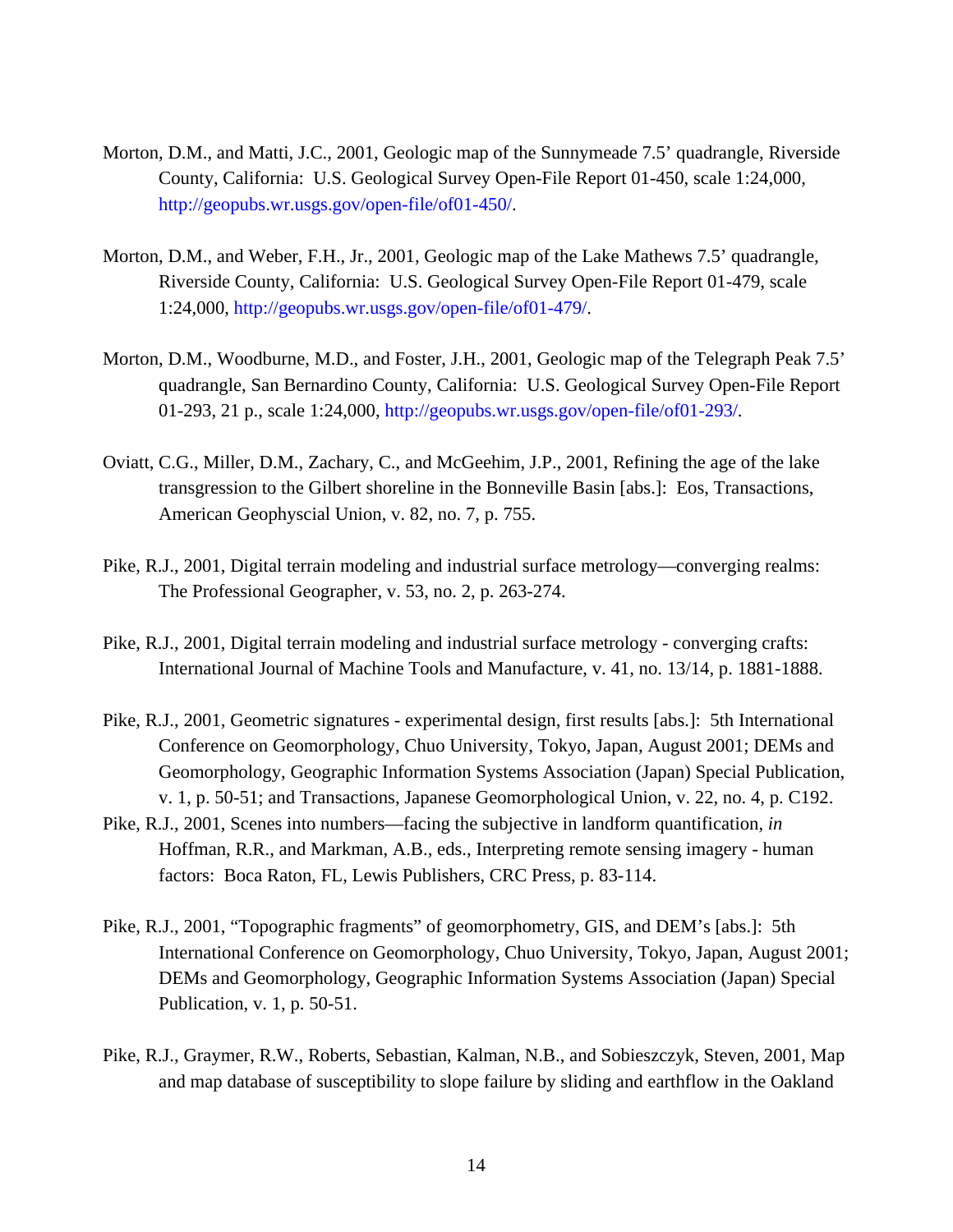Morton, D.M., and Matti, J.C., 2001, Geologic map of the Sunnymeade 7.5' quadrangle, Riverside County, California: U.S. Geological Survey Open-File Report 01-450, scale 1:24,000, http://geopubs.wr.usgs.gov/open-file/of01-450/.

Morton, D.M., and Weber, F.H., Jr., 2001, Geologic map of the Lake Mathews 7.5' quadrangle, Riverside County, California: U.S. Geological Survey Open-File Report 01-479, scale 1:24,000, http://geopubs.wr.usgs.gov/open-file/of01-479/.

Morton, D.M., Woodburne, M.D., and Foster, J.H., 2001, Geologic map of the Telegraph Peak 7.5' quadrangle, San Bernardino County, California: U.S. Geological Survey Open-File Report 01-293, 21 p., scale 1:24,000, http://geopubs.wr.usgs.gov/open-file/of01-293/.

Oviatt, C.G., Miller, D.M., Zachary, C., and McGeehim, J.P., 2001, Refining the age of the lake transgression to the Gilbert shoreline in the Bonneville Basin [abs.]: Eos, Transactions, American Geophyscial Union, v. 82, no. 7, p. 755.

Pike, R.J., 2001, Digital terrain modeling and industrial surface metrology—converging realms: The Professional Geographer, v. 53, no. 2, p. 263-274.

Pike, R.J., 2001, Digital terrain modeling and industrial surface metrology - converging crafts: International Journal of Machine Tools and Manufacture, v. 41, no. 13/14, p. 1881-1888.

Pike, R.J., 2001, Geometric signatures - experimental design, first results [abs.]: 5th International Conference on Geomorphology, Chuo University, Tokyo, Japan, August 2001; DEMs and Geomorphology, Geographic Information Systems Association (Japan) Special Publication, v. 1, p. 50-51; and Transactions, Japanese Geomorphological Union, v. 22, no. 4, p. C192.

Pike, R.J., 2001, Scenes into numbers—facing the subjective in landform quantification, *in* Hoffman, R.R., and Markman, A.B., eds., Interpreting remote sensing imagery - human factors: Boca Raton, FL, Lewis Publishers, CRC Press, p. 83-114.

Pike, R.J., 2001, "Topographic fragments" of geomorphometry, GIS, and DEM's [abs.]: 5th International Conference on Geomorphology, Chuo University, Tokyo, Japan, August 2001; DEMs and Geomorphology, Geographic Information Systems Association (Japan) Special Publication, v. 1, p. 50-51.

Pike, R.J., Graymer, R.W., Roberts, Sebastian, Kalman, N.B., and Sobieszczyk, Steven, 2001, Map and map database of susceptibility to slope failure by sliding and earthflow in the Oakland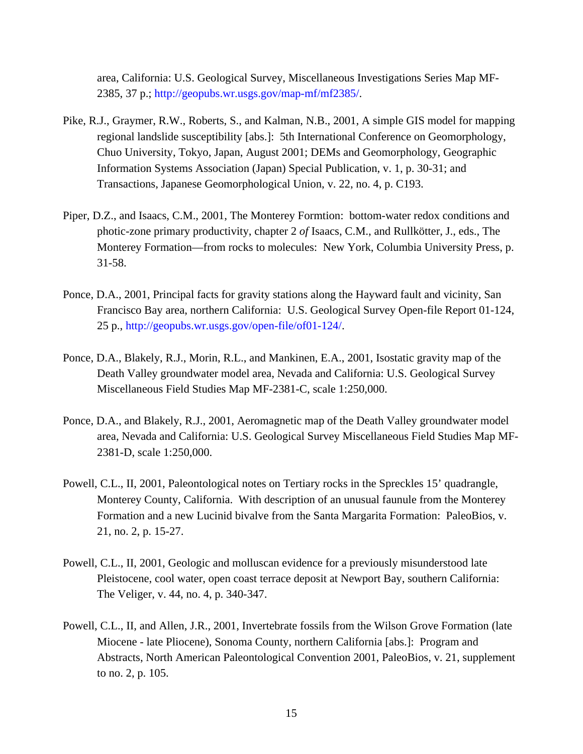area, California: U.S. Geological Survey, Miscellaneous Investigations Series Map MF-2385, 37 p.; http://geopubs.wr.usgs.gov/map-mf/mf2385/.

Pike, R.J., Graymer, R.W., Roberts, S., and Kalman, N.B., 2001, A simple GIS model for mapping regional landslide susceptibility [abs.]: 5th International Conference on Geomorphology, Chuo University, Tokyo, Japan, August 2001; DEMs and Geomorphology, Geographic Information Systems Association (Japan) Special Publication, v. 1, p. 30-31; and Transactions, Japanese Geomorphological Union, v. 22, no. 4, p. C193.

Piper, D.Z., and Isaacs, C.M., 2001, The Monterey Formtion: bottom-water redox conditions and photic-zone primary productivity, chapter 2 *of* Isaacs, C.M., and Rullkötter, J., eds., The Monterey Formation—from rocks to molecules: New York, Columbia University Press, p. 31-58.

Ponce, D.A., 2001, Principal facts for gravity stations along the Hayward fault and vicinity, San Francisco Bay area, northern California: U.S. Geological Survey Open-file Report 01-124, 25 p., http://geopubs.wr.usgs.gov/open-file/of01-124/.

Ponce, D.A., Blakely, R.J., Morin, R.L., and Mankinen, E.A., 2001, Isostatic gravity map of the Death Valley groundwater model area, Nevada and California: U.S. Geological Survey Miscellaneous Field Studies Map MF-2381-C, scale 1:250,000.

Ponce, D.A., and Blakely, R.J., 2001, Aeromagnetic map of the Death Valley groundwater model area, Nevada and California: U.S. Geological Survey Miscellaneous Field Studies Map MF-2381-D, scale 1:250,000.

Powell, C.L., II, 2001, Paleontological notes on Tertiary rocks in the Spreckles 15' quadrangle, Monterey County, California. With description of an unusual faunule from the Monterey Formation and a new Lucinid bivalve from the Santa Margarita Formation: PaleoBios, v. 21, no. 2, p. 15-27.

Powell, C.L., II, 2001, Geologic and molluscan evidence for a previously misunderstood late Pleistocene, cool water, open coast terrace deposit at Newport Bay, southern California: The Veliger, v. 44, no. 4, p. 340-347.

Powell, C.L., II, and Allen, J.R., 2001, Invertebrate fossils from the Wilson Grove Formation (late Miocene - late Pliocene), Sonoma County, northern California [abs.]: Program and Abstracts, North American Paleontological Convention 2001, PaleoBios, v. 21, supplement to no. 2, p. 105.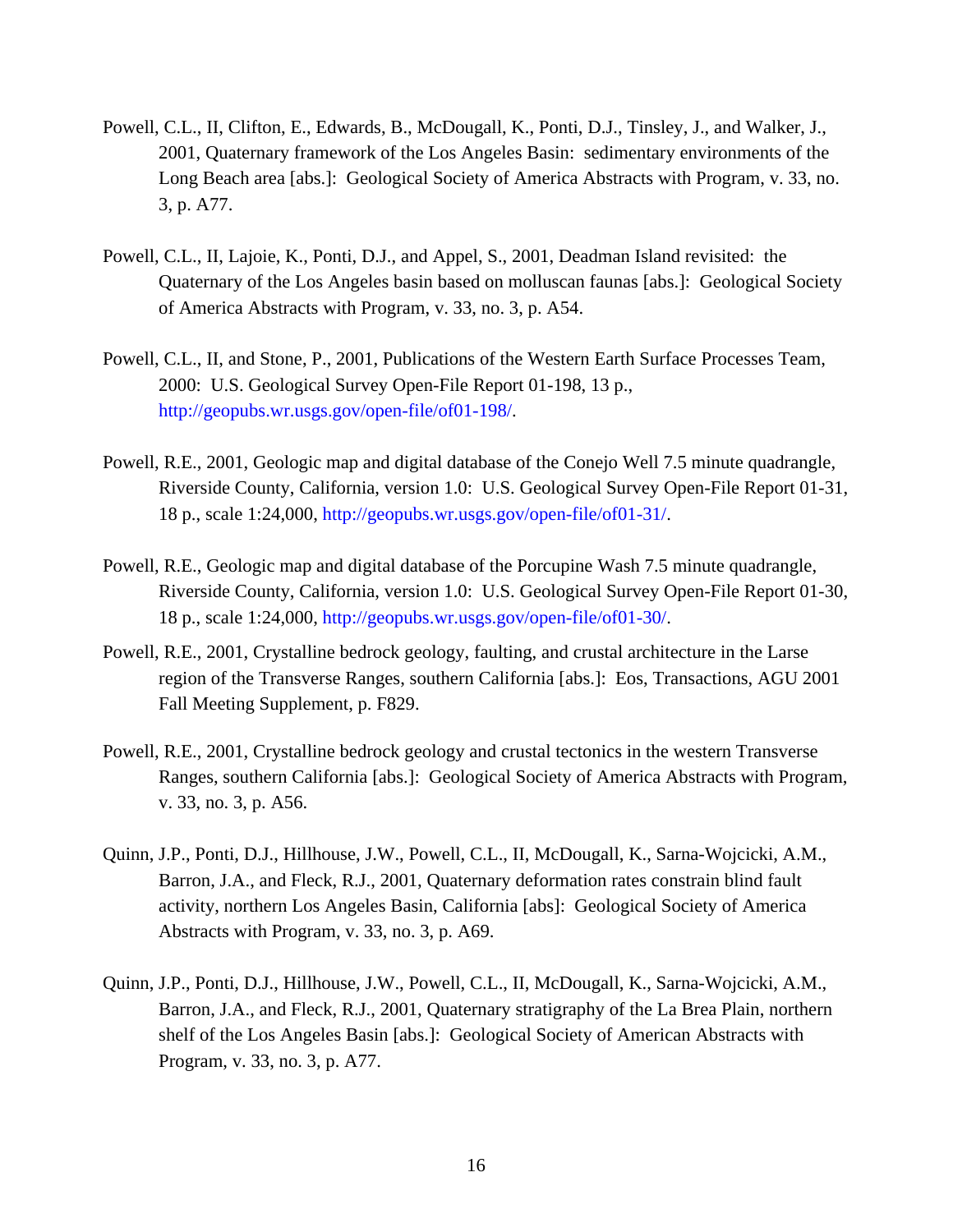Powell, C.L., II, Clifton, E., Edwards, B., McDougall, K., Ponti, D.J., Tinsley, J., and Walker, J., 2001, Quaternary framework of the Los Angeles Basin: sedimentary environments of the Long Beach area [abs.]: Geological Society of America Abstracts with Program, v. 33, no. 3, p. A77.

Powell, C.L., II, Lajoie, K., Ponti, D.J., and Appel, S., 2001, Deadman Island revisited: the Quaternary of the Los Angeles basin based on molluscan faunas [abs.]: Geological Society of America Abstracts with Program, v. 33, no. 3, p. A54.

Powell, C.L., II, and Stone, P., 2001, Publications of the Western Earth Surface Processes Team, 2000: U.S. Geological Survey Open-File Report 01-198, 13 p., http://geopubs.wr.usgs.gov/open-file/of01-198/.

Powell, R.E., 2001, Geologic map and digital database of the Conejo Well 7.5 minute quadrangle, Riverside County, California, version 1.0: U.S. Geological Survey Open-File Report 01-31, 18 p., scale 1:24,000, http://geopubs.wr.usgs.gov/open-file/of01-31/.

Powell, R.E., Geologic map and digital database of the Porcupine Wash 7.5 minute quadrangle, Riverside County, California, version 1.0: U.S. Geological Survey Open-File Report 01-30, 18 p., scale 1:24,000, http://geopubs.wr.usgs.gov/open-file/of01-30/.

Powell, R.E., 2001, Crystalline bedrock geology, faulting, and crustal architecture in the Larse region of the Transverse Ranges, southern California [abs.]: Eos, Transactions, AGU 2001 Fall Meeting Supplement, p. F829.

Powell, R.E., 2001, Crystalline bedrock geology and crustal tectonics in the western Transverse Ranges, southern California [abs.]: Geological Society of America Abstracts with Program, v. 33, no. 3, p. A56.

Quinn, J.P., Ponti, D.J., Hillhouse, J.W., Powell, C.L., II, McDougall, K., Sarna-Wojcicki, A.M., Barron, J.A., and Fleck, R.J., 2001, Quaternary deformation rates constrain blind fault activity, northern Los Angeles Basin, California [abs]: Geological Society of America Abstracts with Program, v. 33, no. 3, p. A69.

Quinn, J.P., Ponti, D.J., Hillhouse, J.W., Powell, C.L., II, McDougall, K., Sarna-Wojcicki, A.M., Barron, J.A., and Fleck, R.J., 2001, Quaternary stratigraphy of the La Brea Plain, northern shelf of the Los Angeles Basin [abs.]: Geological Society of American Abstracts with Program, v. 33, no. 3, p. A77.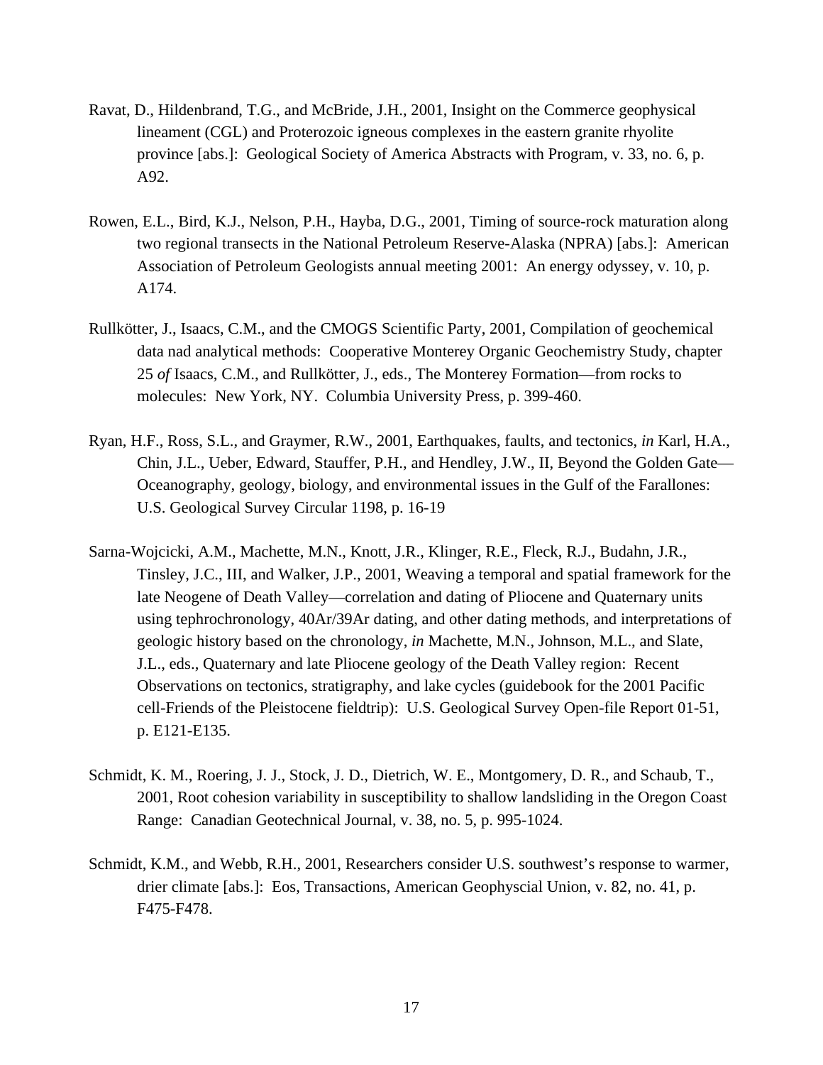Ravat, D., Hildenbrand, T.G., and McBride, J.H., 2001, Insight on the Commerce geophysical lineament (CGL) and Proterozoic igneous complexes in the eastern granite rhyolite province [abs.]: Geological Society of America Abstracts with Program, v. 33, no. 6, p. A92.

Rowen, E.L., Bird, K.J., Nelson, P.H., Hayba, D.G., 2001, Timing of source-rock maturation along two regional transects in the National Petroleum Reserve-Alaska (NPRA) [abs.]: American Association of Petroleum Geologists annual meeting 2001: An energy odyssey, v. 10, p. A174.

Rullkötter, J., Isaacs, C.M., and the CMOGS Scientific Party, 2001, Compilation of geochemical data nad analytical methods: Cooperative Monterey Organic Geochemistry Study, chapter 25 *of* Isaacs, C.M., and Rullkötter, J., eds., The Monterey Formation—from rocks to molecules: New York, NY. Columbia University Press, p. 399-460.

Ryan, H.F., Ross, S.L., and Graymer, R.W., 2001, Earthquakes, faults, and tectonics, *in* Karl, H.A., Chin, J.L., Ueber, Edward, Stauffer, P.H., and Hendley, J.W., II, Beyond the Golden Gate—Oceanography, geology, biology, and environmental issues in the Gulf of the Farallones: U.S. Geological Survey Circular 1198, p. 16-19

Sarna-Wojcicki, A.M., Machette, M.N., Knott, J.R., Klinger, R.E., Fleck, R.J., Budahn, J.R., Tinsley, J.C., III, and Walker, J.P., 2001, Weaving a temporal and spatial framework for the late Neogene of Death Valley—correlation and dating of Pliocene and Quaternary units using tephrochronology, 40Ar/39Ar dating, and other dating methods, and interpretations of geologic history based on the chronology, *in* Machette, M.N., Johnson, M.L., and Slate, J.L., eds., Quaternary and late Pliocene geology of the Death Valley region: Recent Observations on tectonics, stratigraphy, and lake cycles (guidebook for the 2001 Pacific cell-Friends of the Pleistocene fieldtrip): U.S. Geological Survey Open-file Report 01-51, p. E121-E135.

Schmidt, K. M., Roering, J. J., Stock, J. D., Dietrich, W. E., Montgomery, D. R., and Schaub, T., 2001, Root cohesion variability in susceptibility to shallow landsliding in the Oregon Coast Range: Canadian Geotechnical Journal, v. 38, no. 5, p. 995-1024.

Schmidt, K.M., and Webb, R.H., 2001, Researchers consider U.S. southwest's response to warmer, drier climate [abs.]: Eos, Transactions, American Geophyscial Union, v. 82, no. 41, p. F475-F478.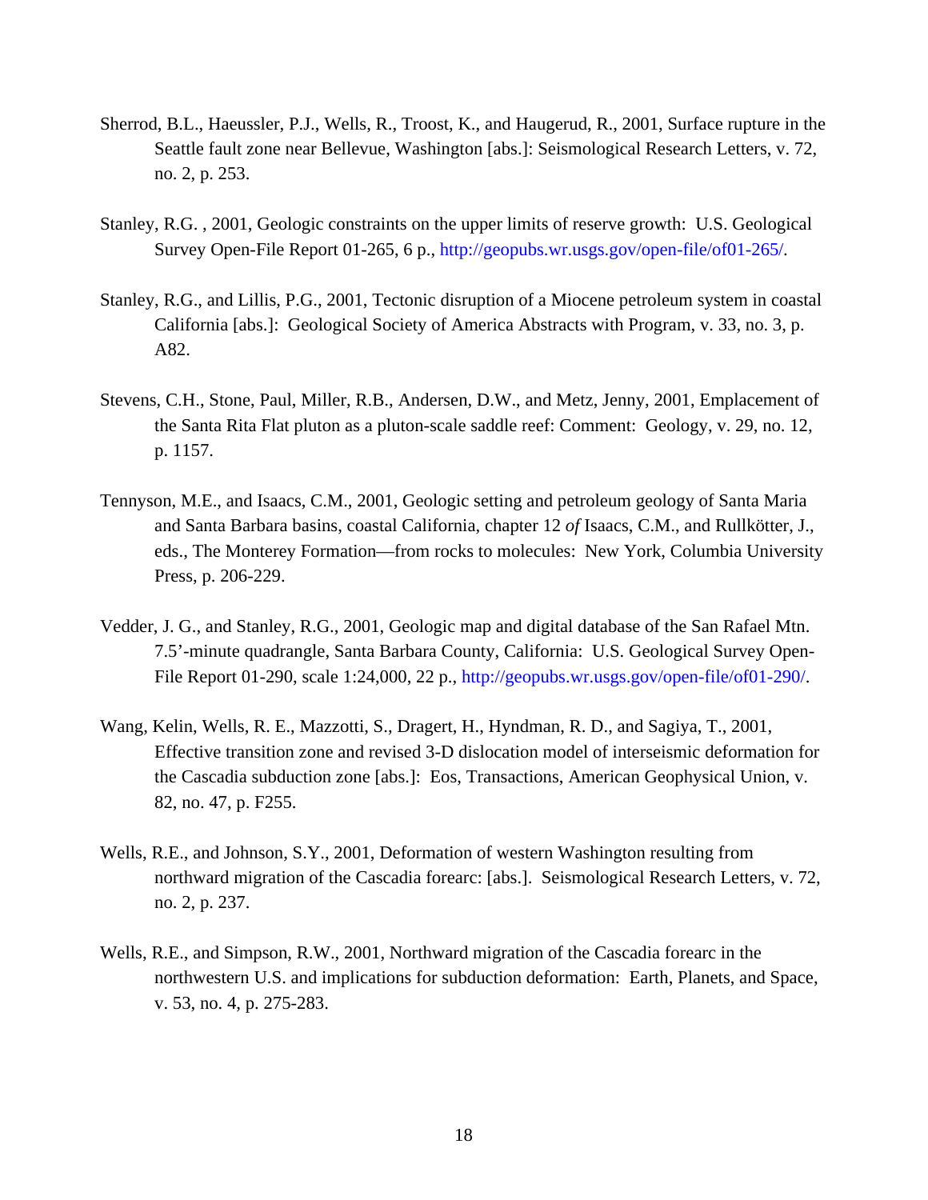Sherrod, B.L., Haeussler, P.J., Wells, R., Troost, K., and Haugerud, R., 2001, Surface rupture in the Seattle fault zone near Bellevue, Washington [abs.]: Seismological Research Letters, v. 72, no. 2, p. 253.

Stanley, R.G. , 2001, Geologic constraints on the upper limits of reserve growth: U.S. Geological Survey Open-File Report 01-265, 6 p., http://geopubs.wr.usgs.gov/open-file/of01-265/.

Stanley, R.G., and Lillis, P.G., 2001, Tectonic disruption of a Miocene petroleum system in coastal California [abs.]: Geological Society of America Abstracts with Program, v. 33, no. 3, p. A82.

Stevens, C.H., Stone, Paul, Miller, R.B., Andersen, D.W., and Metz, Jenny, 2001, Emplacement of the Santa Rita Flat pluton as a pluton-scale saddle reef: Comment: Geology, v. 29, no. 12, p. 1157.

Tennyson, M.E., and Isaacs, C.M., 2001, Geologic setting and petroleum geology of Santa Maria and Santa Barbara basins, coastal California, chapter 12 *of* Isaacs, C.M., and Rullkötter, J., eds., The Monterey Formation—from rocks to molecules: New York, Columbia University Press, p. 206-229.

Vedder, J. G., and Stanley, R.G., 2001, Geologic map and digital database of the San Rafael Mtn. 7.5'-minute quadrangle, Santa Barbara County, California: U.S. Geological Survey Open-File Report 01-290, scale 1:24,000, 22 p., http://geopubs.wr.usgs.gov/open-file/of01-290/.

Wang, Kelin, Wells, R. E., Mazzotti, S., Dragert, H., Hyndman, R. D., and Sagiya, T., 2001, Effective transition zone and revised 3-D dislocation model of interseismic deformation for the Cascadia subduction zone [abs.]: Eos, Transactions, American Geophysical Union, v. 82, no. 47, p. F255.

Wells, R.E., and Johnson, S.Y., 2001, Deformation of western Washington resulting from northward migration of the Cascadia forearc: [abs.]. Seismological Research Letters, v. 72, no. 2, p. 237.

Wells, R.E., and Simpson, R.W., 2001, Northward migration of the Cascadia forearc in the northwestern U.S. and implications for subduction deformation: Earth, Planets, and Space, v. 53, no. 4, p. 275-283.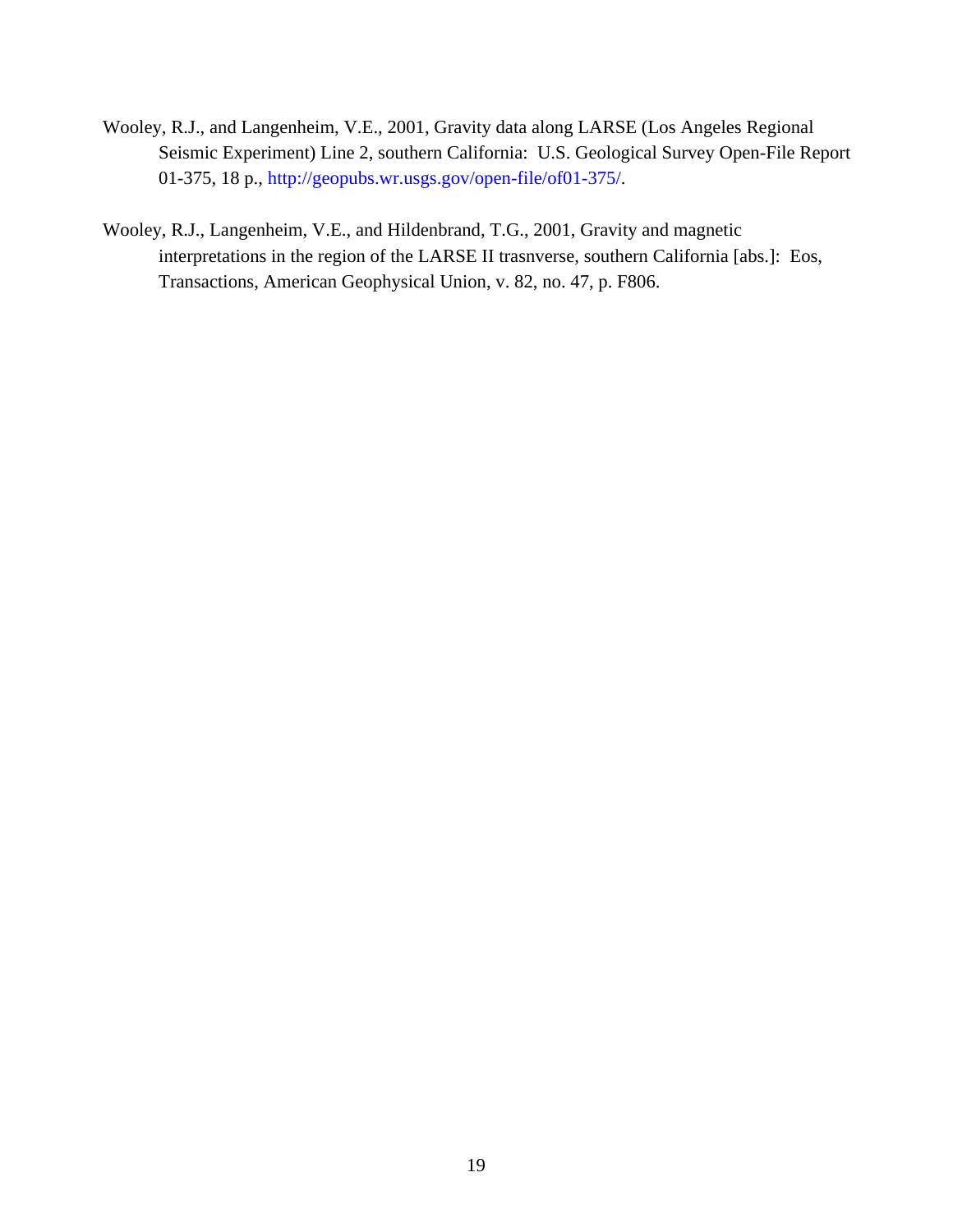Wooley, R.J., and Langenheim, V.E., 2001, Gravity data along LARSE (Los Angeles Regional Seismic Experiment) Line 2, southern California: U.S. Geological Survey Open-File Report 01-375, 18 p., http://geopubs.wr.usgs.gov/open-file/of01-375/.

Wooley, R.J., Langenheim, V.E., and Hildenbrand, T.G., 2001, Gravity and magnetic interpretations in the region of the LARSE II trasnverse, southern California [abs.]: Eos, Transactions, American Geophysical Union, v. 82, no. 47, p. F806.